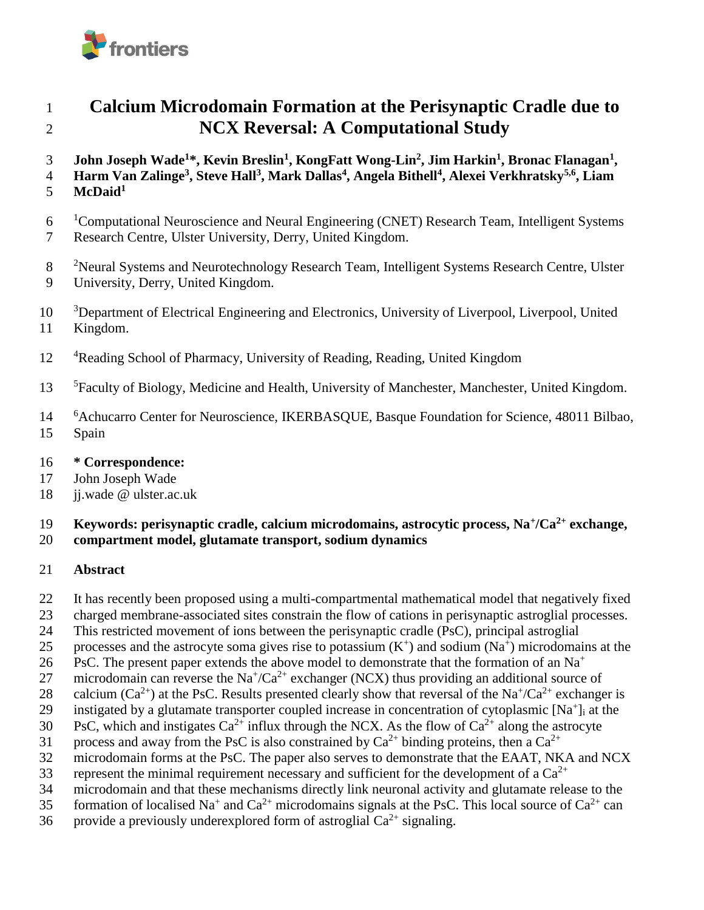# Calcium Microdomain Formation at the Perisynaptic Cradle due to NCX Reversal: A Computational Study

**John Joseph Wade[1]*, Kevin Breslin[1], KongFatt Wong-Lin[2], Jim Harkin[1], Bronac Flanagan[1], Harm Van Zalinge[3], Steve Hall[3], Mark Dallas[4], Angela Bithell[4], Alexei Verkhratsky[5,6], Liam McDaid[1]**

[1]Computational Neuroscience and Neural Engineering (CNET) Research Team, Intelligent Systems Research Centre, Ulster University, Derry, United Kingdom.

[2]Neural Systems and Neurotechnology Research Team, Intelligent Systems Research Centre, Ulster University, Derry, United Kingdom.

[3]Department of Electrical Engineering and Electronics, University of Liverpool, Liverpool, United Kingdom.

[4]Reading School of Pharmacy, University of Reading, Reading, United Kingdom

[5]Faculty of Biology, Medicine and Health, University of Manchester, Manchester, United Kingdom.

[6]Achucarro Center for Neuroscience, IKERBASQUE, Basque Foundation for Science, 48011 Bilbao, Spain

**\* Correspondence:**
John Joseph Wade
jj.wade @ ulster.ac.uk

**Keywords: perisynaptic cradle, calcium microdomains, astrocytic process, $Na^+/Ca^{2+}$ exchange, compartment model, glutamate transport, sodium dynamics**

## Abstract

It has recently been proposed using a multi-compartmental mathematical model that negatively fixed charged membrane-associated sites constrain the flow of cations in perisynaptic astroglial processes. This restricted movement of ions between the perisynaptic cradle (PsC), principal astroglial processes and the astrocyte soma gives rise to potassium ($K^+$) and sodium ($Na^+$) microdomains at the PsC. The present paper extends the above model to demonstrate that the formation of an $Na^+$ microdomain can reverse the $Na^+/Ca^{2+}$ exchanger (NCX) thus providing an additional source of calcium ($Ca^{2+}$) at the PsC. Results presented clearly show that reversal of the $Na^+/Ca^{2+}$ exchanger is instigated by a glutamate transporter coupled increase in concentration of cytoplasmic $[Na^+]_i$ at the PsC, which and instigates $Ca^{2+}$ influx through the NCX. As the flow of $Ca^{2+}$ along the astrocyte process and away from the PsC is also constrained by $Ca^{2+}$ binding proteins, then a $Ca^{2+}$ microdomain forms at the PsC. The paper also serves to demonstrate that the EAAT, NKA and NCX represent the minimal requirement necessary and sufficient for the development of a $Ca^{2+}$ microdomain and that these mechanisms directly link neuronal activity and glutamate release to the formation of localised $Na^+$ and $Ca^{2+}$ microdomains signals at the PsC. This local source of $Ca^{2+}$ can provide a previously underexplored form of astroglial $Ca^{2+}$ signaling.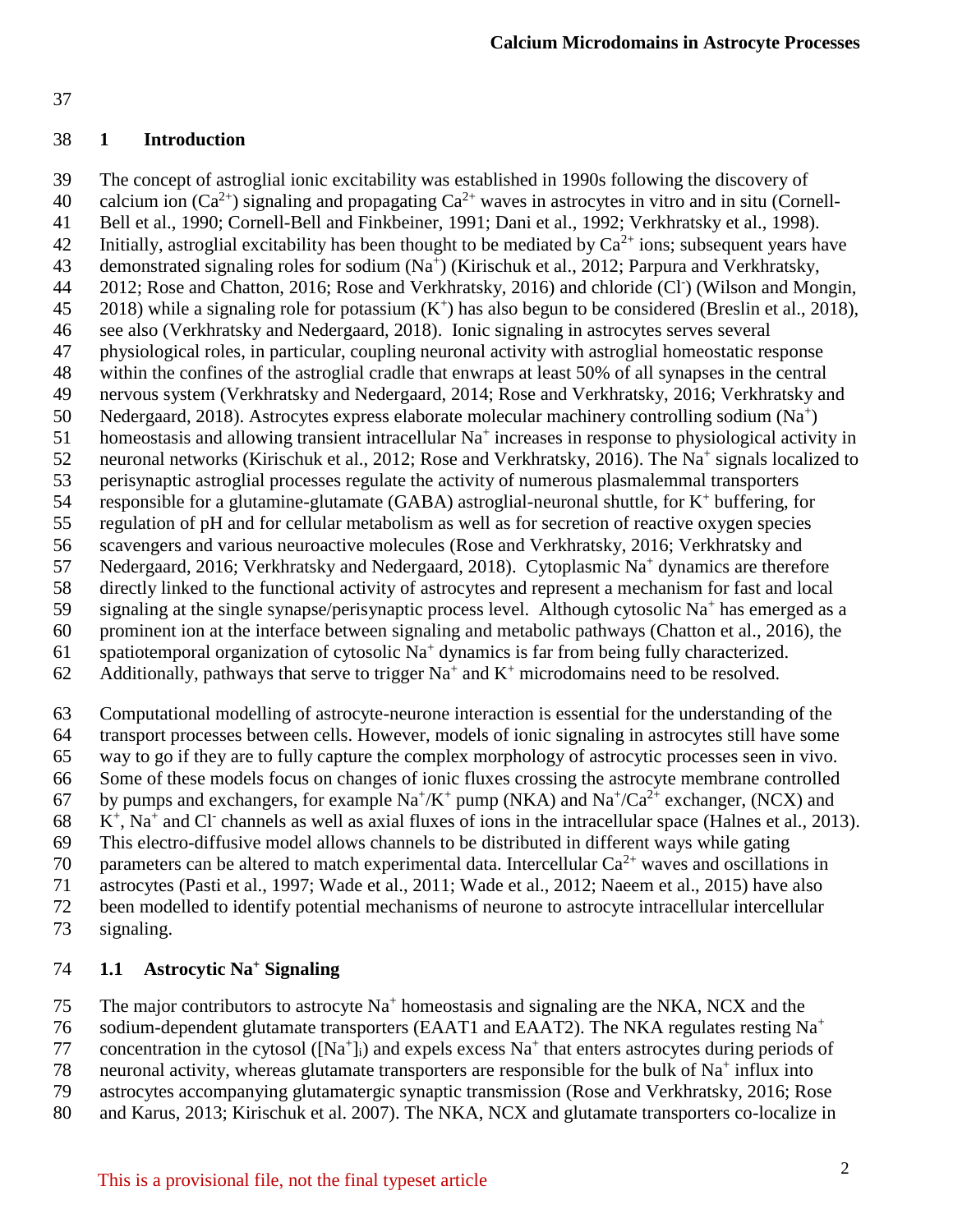# 1 Introduction

The concept of astroglial ionic excitability was established in 1990s following the discovery of calcium ion ($Ca^{2+}$) signaling and propagating $Ca^{2+}$ waves in astrocytes in vitro and in situ (Cornell-Bell et al., 1990; Cornell-Bell and Finkbeiner, 1991; Dani et al., 1992; Verkhratsky et al., 1998). Initially, astroglial excitability has been thought to be mediated by $Ca^{2+}$ ions; subsequent years have demonstrated signaling roles for sodium ($Na^+$) (Kirischuk et al., 2012; Parpura and Verkhratsky, 2012; Rose and Chatton, 2016; Rose and Verkhratsky, 2016) and chloride ($Cl^-$) (Wilson and Mongin, 2018) while a signaling role for potassium ($K^+$) has also begun to be considered (Breslin et al., 2018), see also (Verkhratsky and Nedergaard, 2018). Ionic signaling in astrocytes serves several physiological roles, in particular, coupling neuronal activity with astroglial homeostatic response within the confines of the astroglial cradle that enwraps at least 50% of all synapses in the central nervous system (Verkhratsky and Nedergaard, 2014; Rose and Verkhratsky, 2016; Verkhratsky and Nedergaard, 2018). Astrocytes express elaborate molecular machinery controlling sodium ($Na^+$) homeostasis and allowing transient intracellular $Na^+$ increases in response to physiological activity in neuronal networks (Kirischuk et al., 2012; Rose and Verkhratsky, 2016). The $Na^+$ signals localized to perisynaptic astroglial processes regulate the activity of numerous plasmalemmal transporters responsible for a glutamine-glutamate (GABA) astroglial-neuronal shuttle, for $K^+$ buffering, for regulation of pH and for cellular metabolism as well as for secretion of reactive oxygen species scavengers and various neuroactive molecules (Rose and Verkhratsky, 2016; Verkhratsky and Nedergaard, 2016; Verkhratsky and Nedergaard, 2018). Cytoplasmic $Na^+$ dynamics are therefore directly linked to the functional activity of astrocytes and represent a mechanism for fast and local signaling at the single synapse/perisynaptic process level. Although cytosolic $Na^+$ has emerged as a prominent ion at the interface between signaling and metabolic pathways (Chatton et al., 2016), the spatiotemporal organization of cytosolic $Na^+$ dynamics is far from being fully characterized. Additionally, pathways that serve to trigger $Na^+$ and $K^+$ microdomains need to be resolved.

Computational modelling of astrocyte-neurone interaction is essential for the understanding of the transport processes between cells. However, models of ionic signaling in astrocytes still have some way to go if they are to fully capture the complex morphology of astrocytic processes seen in vivo. Some of these models focus on changes of ionic fluxes crossing the astrocyte membrane controlled by pumps and exchangers, for example $Na^+/K^+$ pump (NKA) and $Na^+/Ca^{2+}$ exchanger, (NCX) and $K^+$, $Na^+$ and $Cl^-$ channels as well as axial fluxes of ions in the intracellular space (Halnes et al., 2013). This electro-diffusive model allows channels to be distributed in different ways while gating parameters can be altered to match experimental data. Intercellular $Ca^{2+}$ waves and oscillations in astrocytes (Pasti et al., 1997; Wade et al., 2011; Wade et al., 2012; Naeem et al., 2015) have also been modelled to identify potential mechanisms of neurone to astrocyte intracellular intercellular signaling.

## 1.1 Astrocytic $Na^+$ Signaling

The major contributors to astrocyte $Na^+$ homeostasis and signaling are the NKA, NCX and the sodium-dependent glutamate transporters (EAAT1 and EAAT2). The NKA regulates resting $Na^+$ concentration in the cytosol ($[Na^+]_i$) and expels excess $Na^+$ that enters astrocytes during periods of neuronal activity, whereas glutamate transporters are responsible for the bulk of $Na^+$ influx into astrocytes accompanying glutamatergic synaptic transmission (Rose and Verkhratsky, 2016; Rose and Karus, 2013; Kirischuk et al. 2007). The NKA, NCX and glutamate transporters co-localize in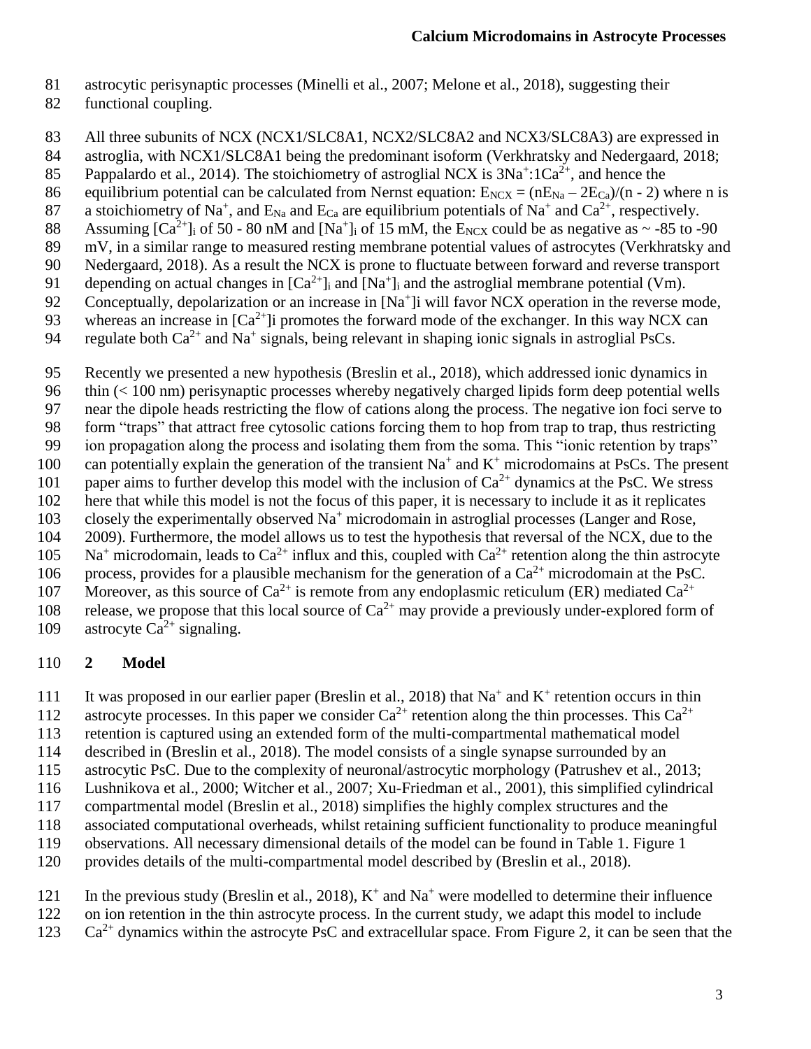astrocytic perisynaptic processes (Minelli et al., 2007; Melone et al., 2018), suggesting their functional coupling.

All three subunits of NCX (NCX1/SLC8A1, NCX2/SLC8A2 and NCX3/SLC8A3) are expressed in astroglia, with NCX1/SLC8A1 being the predominant isoform (Verkhratsky and Nedergaard, 2018; Pappalardo et al., 2014). The stoichiometry of astroglial NCX is $3Na^+:1Ca^{2+}$, and hence the equilibrium potential can be calculated from Nernst equation: $E_{NCX} = (nE_{Na} - 2E_{Ca})/(n - 2)$ where n is a stoichiometry of $Na^+$, and $E_{Na}$ and $E_{Ca}$ are equilibrium potentials of $Na^+$ and $Ca^{2+}$, respectively. Assuming $[Ca^{2+}]_i$ of 50 - 80 nM and $[Na^+]_i$ of 15 mM, the $E_{NCX}$ could be as negative as ~ -85 to -90 mV, in a similar range to measured resting membrane potential values of astrocytes (Verkhratsky and Nedergaard, 2018). As a result the NCX is prone to fluctuate between forward and reverse transport depending on actual changes in $[Ca^{2+}]_i$ and $[Na^+]_i$ and the astroglial membrane potential (Vm). Conceptually, depolarization or an increase in $[Na^+]_i$ will favor NCX operation in the reverse mode, whereas an increase in $[Ca^{2+}]_i$ promotes the forward mode of the exchanger. In this way NCX can regulate both $Ca^{2+}$ and $Na^+$ signals, being relevant in shaping ionic signals in astroglial PsCs.

Recently we presented a new hypothesis (Breslin et al., 2018), which addressed ionic dynamics in thin (< 100 nm) perisynaptic processes whereby negatively charged lipids form deep potential wells near the dipole heads restricting the flow of cations along the process. The negative ion foci serve to form "traps" that attract free cytosolic cations forcing them to hop from trap to trap, thus restricting ion propagation along the process and isolating them from the soma. This "ionic retention by traps" can potentially explain the generation of the transient $Na^+$ and $K^+$ microdomains at PsCs. The present paper aims to further develop this model with the inclusion of $Ca^{2+}$ dynamics at the PsC. We stress here that while this model is not the focus of this paper, it is necessary to include it as it replicates closely the experimentally observed $Na^+$ microdomain in astroglial processes (Langer and Rose, 2009). Furthermore, the model allows us to test the hypothesis that reversal of the NCX, due to the $Na^+$ microdomain, leads to $Ca^{2+}$ influx and this, coupled with $Ca^{2+}$ retention along the thin astrocyte process, provides for a plausible mechanism for the generation of a $Ca^{2+}$ microdomain at the PsC. Moreover, as this source of $Ca^{2+}$ is remote from any endoplasmic reticulum (ER) mediated $Ca^{2+}$ release, we propose that this local source of $Ca^{2+}$ may provide a previously under-explored form of astrocyte $Ca^{2+}$ signaling.

## 2 Model

It was proposed in our earlier paper (Breslin et al., 2018) that $Na^+$ and $K^+$ retention occurs in thin astrocyte processes. In this paper we consider $Ca^{2+}$ retention along the thin processes. This $Ca^{2+}$ retention is captured using an extended form of the multi-compartmental mathematical model described in (Breslin et al., 2018). The model consists of a single synapse surrounded by an astrocytic PsC. Due to the complexity of neuronal/astrocytic morphology (Patrushev et al., 2013; Lushnikova et al., 2000; Witcher et al., 2007; Xu-Friedman et al., 2001), this simplified cylindrical compartmental model (Breslin et al., 2018) simplifies the highly complex structures and the associated computational overheads, whilst retaining sufficient functionality to produce meaningful observations. All necessary dimensional details of the model can be found in Table 1. Figure 1 provides details of the multi-compartmental model described by (Breslin et al., 2018).

In the previous study (Breslin et al., 2018), $K^+$ and $Na^+$ were modelled to determine their influence on ion retention in the thin astrocyte process. In the current study, we adapt this model to include $Ca^{2+}$ dynamics within the astrocyte PsC and extracellular space. From Figure 2, it can be seen that the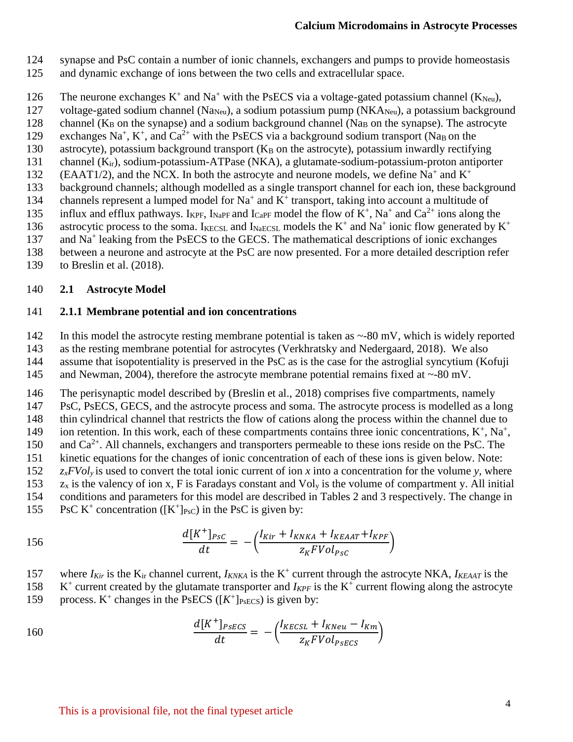synapse and PsC contain a number of ionic channels, exchangers and pumps to provide homeostasis and dynamic exchange of ions between the two cells and extracellular space.

The neurone exchanges $K^+$ and $Na^+$ with the PsECS via a voltage-gated potassium channel ($K_{Neu}$), voltage-gated sodium channel ($Na_{Neu}$), a sodium potassium pump ($NKA_{Neu}$), a potassium background channel ($K_B$ on the synapse) and a sodium background channel ($Na_B$ on the synapse). The astrocyte exchanges $Na^+$, $K^+$, and $Ca^{2+}$ with the PsECS via a background sodium transport ($Na_B$ on the astrocyte), potassium background transport ($K_B$ on the astrocyte), potassium inwardly rectifying channel ($K_{ir}$), sodium-potassium-ATPase (NKA), a glutamate-sodium-potassium-proton antiporter (EAAT1/2), and the NCX. In both the astrocyte and neurone models, we define $Na^+$ and $K^+$ background channels; although modelled as a single transport channel for each ion, these background channels represent a lumped model for $Na^+$ and $K^+$ transport, taking into account a multitude of influx and efflux pathways. $I_{KPF}$, $I_{NaPF}$ and $I_{CaPF}$ model the flow of $K^+$, $Na^+$ and $Ca^{2+}$ ions along the astrocytic process to the soma. $I_{KECSL}$ and $I_{NaECSL}$ models the $K^+$ and $Na^+$ ionic flow generated by $K^+$ and $Na^+$ leaking from the PsECS to the GECS. The mathematical descriptions of ionic exchanges between a neurone and astrocyte at the PsC are now presented. For a more detailed description refer to Breslin et al. (2018).

## 2.1 Astrocyte Model

### 2.1.1 Membrane potential and ion concentrations

In this model the astrocyte resting membrane potential is taken as ~-80 mV, which is widely reported as the resting membrane potential for astrocytes (Verkhratsky and Nedergaard, 2018). We also assume that isopotentiality is preserved in the PsC as is the case for the astroglial syncytium (Kofuji and Newman, 2004), therefore the astrocyte membrane potential remains fixed at ~-80 mV.

The perisynaptic model described by (Breslin et al., 2018) comprises five compartments, namely PsC, PsECS, GECS, and the astrocyte process and soma. The astrocyte process is modelled as a long thin cylindrical channel that restricts the flow of cations along the process within the channel due to ion retention. In this work, each of these compartments contains three ionic concentrations, $K^+$, $Na^+$, and $Ca^{2+}$. All channels, exchangers and transporters permeable to these ions reside on the PsC. The kinetic equations for the changes of ionic concentration of each of these ions is given below. Note: $z_xFVol_y$ is used to convert the total ionic current of ion $x$ into a concentration for the volume $y$, where $z_x$ is the valency of ion x, F is Faradays constant and $Vol_y$ is the volume of compartment y. All initial conditions and parameters for this model are described in Tables 2 and 3 respectively. The change in PsC $K^+$ concentration ($[K^+]_{PsC}$) in the PsC is given by:

$$\frac{d[K^+]_{PsC}}{dt} = -\left(\frac{I_{Kir} + I_{KNKA} + I_{KEAAT} + I_{KPF}}{z_K F Vol_{PsC}}\right)$$

where $I_{Kir}$ is the $K_{ir}$ channel current, $I_{KNKA}$ is the $K^+$ current through the astrocyte NKA, $I_{KEAAT}$ is the $K^+$ current created by the glutamate transporter and $I_{KPF}$ is the $K^+$ current flowing along the astrocyte process. $K^+$ changes in the PsECS ($[K^+]_{PsECS}$) is given by:

$$\frac{d[K^+]_{PsECS}}{dt} = -\left(\frac{I_{KECSL} + I_{KNeu} - I_{Km}}{z_K F Vol_{PsECS}}\right)$$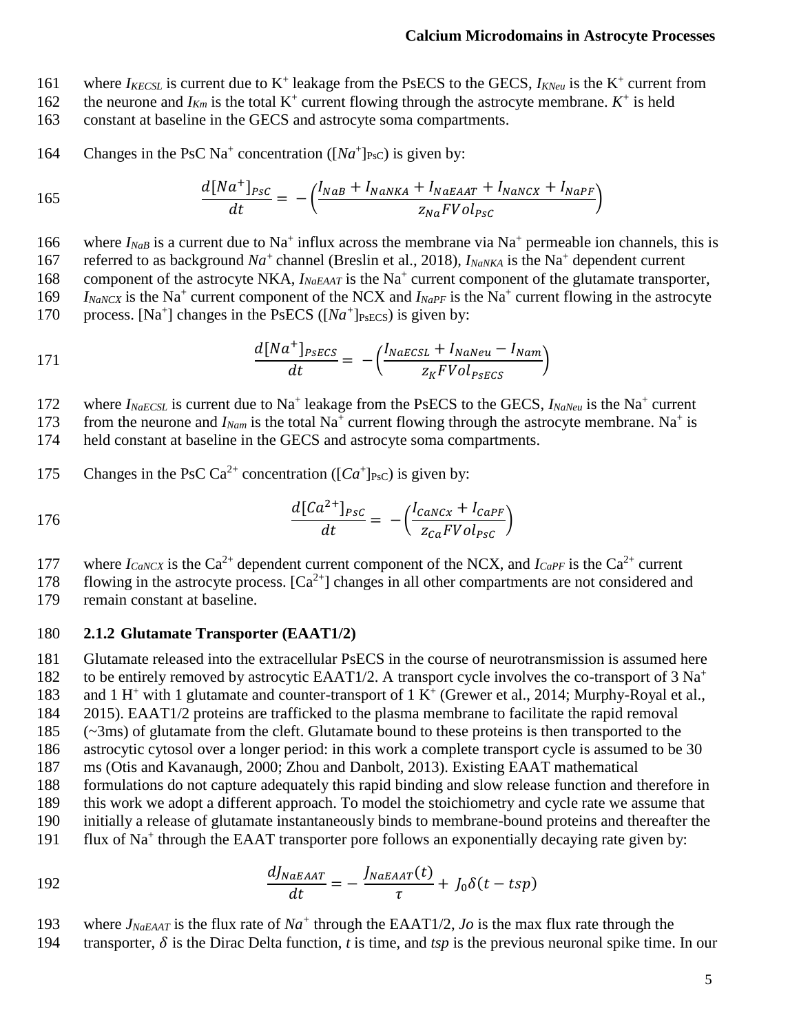where $I_{KECSL}$ is current due to $K^+$ leakage from the PsECS to the GECS, $I_{KNeu}$ is the $K^+$ current from the neurone and $I_{Km}$ is the total $K^+$ current flowing through the astrocyte membrane. $K^+$ is held constant at baseline in the GECS and astrocyte soma compartments.

Changes in the PsC $Na^+$ concentration ($[Na^+]_{PsC}$) is given by:

$$\frac{d[Na^+]_{PsC}}{dt} = -\left(\frac{I_{NaB} + I_{NaNKA} + I_{NaEAAT} + I_{NaNCX} + I_{NaPF}}{z_{Na} F Vol_{PsC}}\right)$$

where $I_{NaB}$ is a current due to $Na^+$ influx across the membrane via $Na^+$ permeable ion channels, this is referred to as background $Na^+$ channel (Breslin et al., 2018), $I_{NaNKA}$ is the $Na^+$ dependent current component of the astrocyte NKA, $I_{NaEAAT}$ is the $Na^+$ current component of the glutamate transporter, $I_{NaNCX}$ is the $Na^+$ current component of the NCX and $I_{NaPF}$ is the $Na^+$ current flowing in the astrocyte process. $[Na^+]$ changes in the PsECS ($[Na^+]_{PsECS}$) is given by:

$$\frac{d[Na^+]_{PsECS}}{dt} = -\left(\frac{I_{NaECSL} + I_{NaNeu} - I_{Nam}}{z_K F Vol_{PsECS}}\right)$$

where $I_{NaECSL}$ is current due to $Na^+$ leakage from the PsECS to the GECS, $I_{NaNeu}$ is the $Na^+$ current from the neurone and $I_{Nam}$ is the total $Na^+$ current flowing through the astrocyte membrane. $Na^+$ is held constant at baseline in the GECS and astrocyte soma compartments.

Changes in the PsC $Ca^{2+}$ concentration ($[Ca^+]_{PsC}$) is given by:

$$\frac{d[Ca^{2+}]_{PsC}}{dt} = -\left(\frac{I_{CaNCx} + I_{CaPF}}{z_{Ca} F Vol_{PsC}}\right)$$

where $I_{CaNCX}$ is the $Ca^{2+}$ dependent current component of the NCX, and $I_{CaPF}$ is the $Ca^{2+}$ current flowing in the astrocyte process. $[Ca^{2+}]$ changes in all other compartments are not considered and remain constant at baseline.

### 2.1.2 Glutamate Transporter (EAAT1/2)

Glutamate released into the extracellular PsECS in the course of neurotransmission is assumed here to be entirely removed by astrocytic EAAT1/2. A transport cycle involves the co-transport of 3 $Na^+$ and 1 $H^+$ with 1 glutamate and counter-transport of 1 $K^+$ (Grewer et al., 2014; Murphy-Royal et al., 2015). EAAT1/2 proteins are trafficked to the plasma membrane to facilitate the rapid removal (~3ms) of glutamate from the cleft. Glutamate bound to these proteins is then transported to the astrocytic cytosol over a longer period: in this work a complete transport cycle is assumed to be 30 ms (Otis and Kavanaugh, 2000; Zhou and Danbolt, 2013). Existing EAAT mathematical formulations do not capture adequately this rapid binding and slow release function and therefore in this work we adopt a different approach. To model the stoichiometry and cycle rate we assume that initially a release of glutamate instantaneously binds to membrane-bound proteins and thereafter the flux of $Na^+$ through the EAAT transporter pore follows an exponentially decaying rate given by:

$$\frac{dJ_{NaEAAT}}{dt} = -\frac{J_{NaEAAT}(t)}{\tau} + J_0 \delta(t - tsp)$$

where $J_{NaEAAT}$ is the flux rate of $Na^+$ through the EAAT1/2, $Jo$ is the max flux rate through the transporter, $\delta$ is the Dirac Delta function, $t$ is time, and $tsp$ is the previous neuronal spike time. In our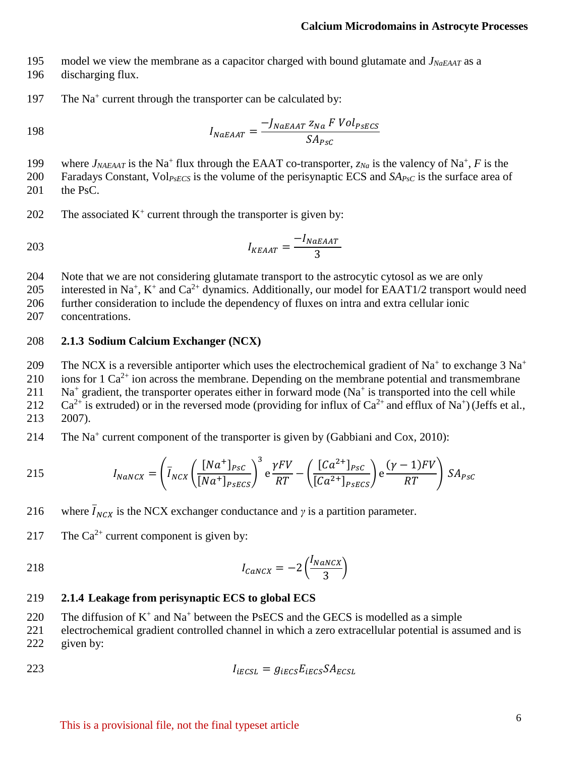model we view the membrane as a capacitor charged with bound glutamate and $J_{NaEAAT}$ as a discharging flux.

The $Na^+$ current through the transporter can be calculated by:

$$I_{NaEAAT} = \frac{-J_{NaEAAT}\, z_{Na}\, F\, Vol_{PsECS}}{SA_{PsC}}$$

where $J_{NAEAAT}$ is the $Na^+$ flux through the EAAT co-transporter, $z_{Na}$ is the valency of $Na^+$, $F$ is the Faradays Constant, $Vol_{PsECS}$ is the volume of the perisynaptic ECS and $SA_{PsC}$ is the surface area of the PsC.

The associated $K^+$ current through the transporter is given by:

$$I_{KEAAT} = \frac{-I_{NaEAAT}}{3}$$

Note that we are not considering glutamate transport to the astrocytic cytosol as we are only interested in $Na^+$, $K^+$ and $Ca^{2+}$ dynamics. Additionally, our model for EAAT1/2 transport would need further consideration to include the dependency of fluxes on intra and extra cellular ionic concentrations.

### 2.1.3 Sodium Calcium Exchanger (NCX)

The NCX is a reversible antiporter which uses the electrochemical gradient of $Na^+$ to exchange 3 $Na^+$ ions for 1 $Ca^{2+}$ ion across the membrane. Depending on the membrane potential and transmembrane $Na^+$ gradient, the transporter operates either in forward mode ($Na^+$ is transported into the cell while $Ca^{2+}$ is extruded) or in the reversed mode (providing for influx of $Ca^{2+}$ and efflux of $Na^+$) (Jeffs et al., 2007).

The $Na^+$ current component of the transporter is given by (Gabbiani and Cox, 2010):

$$I_{NaNCX} = \left( \bar{I}_{NCX} \left( \frac{[Na^+]_{PsC}}{[Na^+]_{PsECS}} \right)^3 e\,\frac{\gamma F V}{RT} - \left( \frac{[Ca^{2+}]_{PsC}}{[Ca^{2+}]_{PsECS}} \right) e\,\frac{(\gamma - 1) F V}{RT} \right) SA_{PsC}$$

where $\bar{I}_{NCX}$ is the NCX exchanger conductance and $\gamma$ is a partition parameter.

The $Ca^{2+}$ current component is given by:

$$I_{CaNCX} = -2\left(\frac{I_{NaNCX}}{3}\right)$$

### 2.1.4 Leakage from perisynaptic ECS to global ECS

The diffusion of $K^+$ and $Na^+$ between the PsECS and the GECS is modelled as a simple electrochemical gradient controlled channel in which a zero extracellular potential is assumed and is given by:

$$I_{iECSL} = g_{iECS} E_{iECS} SA_{ECSL}$$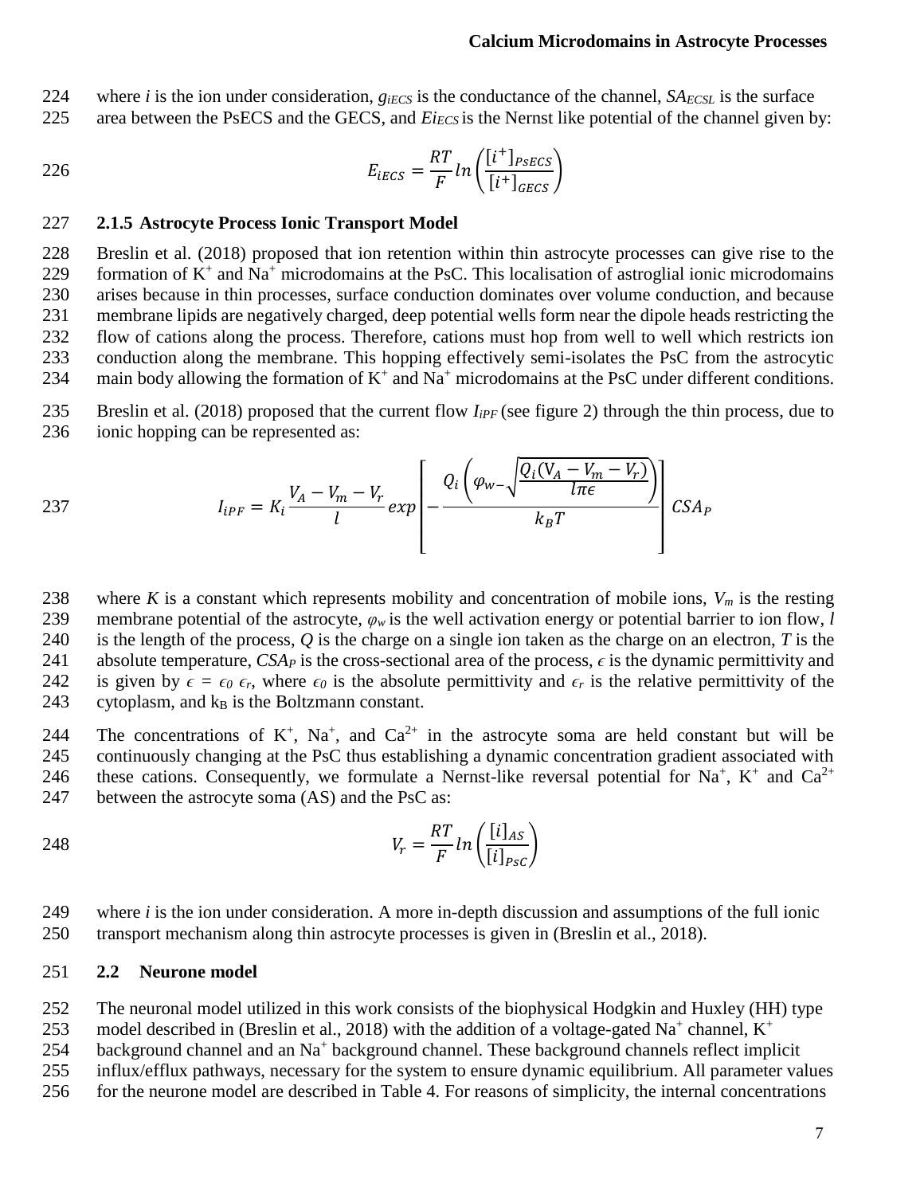where $i$ is the ion under consideration, $g_{iECS}$ is the conductance of the channel, $SA_{ECSL}$ is the surface area between the PsECS and the GECS, and $Ei_{ECS}$ is the Nernst like potential of the channel given by:

$$E_{iECS} = \frac{RT}{F} ln\left(\frac{[i^+]_{PsECS}}{[i^+]_{GECS}}\right)$$

### 2.1.5 Astrocyte Process Ionic Transport Model

Breslin et al. (2018) proposed that ion retention within thin astrocyte processes can give rise to the formation of $K^+$ and $Na^+$ microdomains at the PsC. This localisation of astroglial ionic microdomains arises because in thin processes, surface conduction dominates over volume conduction, and because membrane lipids are negatively charged, deep potential wells form near the dipole heads restricting the flow of cations along the process. Therefore, cations must hop from well to well which restricts ion conduction along the membrane. This hopping effectively semi-isolates the PsC from the astrocytic main body allowing the formation of $K^+$ and $Na^+$ microdomains at the PsC under different conditions.

Breslin et al. (2018) proposed that the current flow $I_{iPF}$ (see figure 2) through the thin process, due to ionic hopping can be represented as:

$$I_{iPF} = K_i \frac{V_A - V_m - V_r}{l} exp\left[-\frac{Q_i\left(\varphi_{w} - \sqrt{\frac{Q_i(V_A - V_m - V_r)}{l\pi\epsilon}}\right)}{k_B T}\right] CSA_P$$

where $K$ is a constant which represents mobility and concentration of mobile ions, $V_m$ is the resting membrane potential of the astrocyte, $\varphi_w$ is the well activation energy or potential barrier to ion flow, $l$ is the length of the process, $Q$ is the charge on a single ion taken as the charge on an electron, $T$ is the absolute temperature, $CSA_P$ is the cross-sectional area of the process, $\epsilon$ is the dynamic permittivity and is given by $\epsilon = \epsilon_0\ \epsilon_r$, where $\epsilon_0$ is the absolute permittivity and $\epsilon_r$ is the relative permittivity of the cytoplasm, and $k_B$ is the Boltzmann constant.

The concentrations of $K^+$, $Na^+$, and $Ca^{2+}$ in the astrocyte soma are held constant but will be continuously changing at the PsC thus establishing a dynamic concentration gradient associated with these cations. Consequently, we formulate a Nernst-like reversal potential for $Na^+$, $K^+$ and $Ca^{2+}$ between the astrocyte soma (AS) and the PsC as:

$$V_r = \frac{RT}{F} ln\left(\frac{[i]_{AS}}{[i]_{PsC}}\right)$$

where $i$ is the ion under consideration. A more in-depth discussion and assumptions of the full ionic transport mechanism along thin astrocyte processes is given in (Breslin et al., 2018).

## 2.2 Neurone model

The neuronal model utilized in this work consists of the biophysical Hodgkin and Huxley (HH) type model described in (Breslin et al., 2018) with the addition of a voltage-gated $Na^+$ channel, $K^+$ background channel and an $Na^+$ background channel. These background channels reflect implicit influx/efflux pathways, necessary for the system to ensure dynamic equilibrium. All parameter values for the neurone model are described in Table 4. For reasons of simplicity, the internal concentrations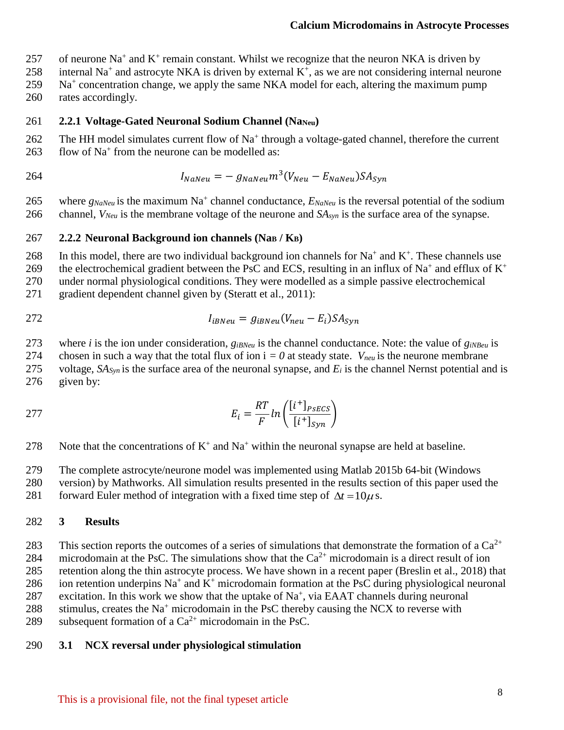of neurone $Na^+$ and $K^+$ remain constant. Whilst we recognize that the neuron NKA is driven by internal $Na^+$ and astrocyte NKA is driven by external $K^+$, as we are not considering internal neurone $Na^+$ concentration change, we apply the same NKA model for each, altering the maximum pump rates accordingly.

### 2.2.1 Voltage-Gated Neuronal Sodium Channel ($Na_{Neu}$)

The HH model simulates current flow of $Na^+$ through a voltage-gated channel, therefore the current flow of $Na^+$ from the neurone can be modelled as:

$$I_{NaNeu} = -\, g_{NaNeu} m^3 (V_{Neu} - E_{NaNeu}) SA_{Syn}$$

where $g_{NaNeu}$ is the maximum $Na^+$ channel conductance, $E_{NaNeu}$ is the reversal potential of the sodium channel, $V_{Neu}$ is the membrane voltage of the neurone and $SA_{syn}$ is the surface area of the synapse.

### 2.2.2 Neuronal Background ion channels ($Na_B$ / $K_B$)

In this model, there are two individual background ion channels for $Na^+$ and $K^+$. These channels use the electrochemical gradient between the PsC and ECS, resulting in an influx of $Na^+$ and efflux of $K^+$ under normal physiological conditions. They were modelled as a simple passive electrochemical gradient dependent channel given by (Steratt et al., 2011):

$$I_{iBNeu} = g_{iBNeu}(V_{neu} - E_i) SA_{Syn}$$

where *i* is the ion under consideration, $g_{iBNeu}$ is the channel conductance. Note: the value of $g_{iNBeu}$ is chosen in such a way that the total flux of ion $i = 0$ at steady state. $V_{neu}$ is the neurone membrane voltage, $SA_{Syn}$ is the surface area of the neuronal synapse, and $E_i$ is the channel Nernst potential and is given by:

$$E_i = \frac{RT}{F} ln\left(\frac{[i^+]_{PsECS}}{[i^+]_{Syn}}\right)$$

Note that the concentrations of $K^+$ and $Na^+$ within the neuronal synapse are held at baseline.

The complete astrocyte/neurone model was implemented using Matlab 2015b 64-bit (Windows version) by Mathworks. All simulation results presented in the results section of this paper used the forward Euler method of integration with a fixed time step of $\Delta t = 10\mu$s.

# 3 Results

This section reports the outcomes of a series of simulations that demonstrate the formation of a $Ca^{2+}$ microdomain at the PsC. The simulations show that the $Ca^{2+}$ microdomain is a direct result of ion retention along the thin astrocyte process. We have shown in a recent paper (Breslin et al., 2018) that ion retention underpins $Na^+$ and $K^+$ microdomain formation at the PsC during physiological neuronal excitation. In this work we show that the uptake of $Na^+$, via EAAT channels during neuronal stimulus, creates the $Na^+$ microdomain in the PsC thereby causing the NCX to reverse with subsequent formation of a $Ca^{2+}$ microdomain in the PsC.

## 3.1 NCX reversal under physiological stimulation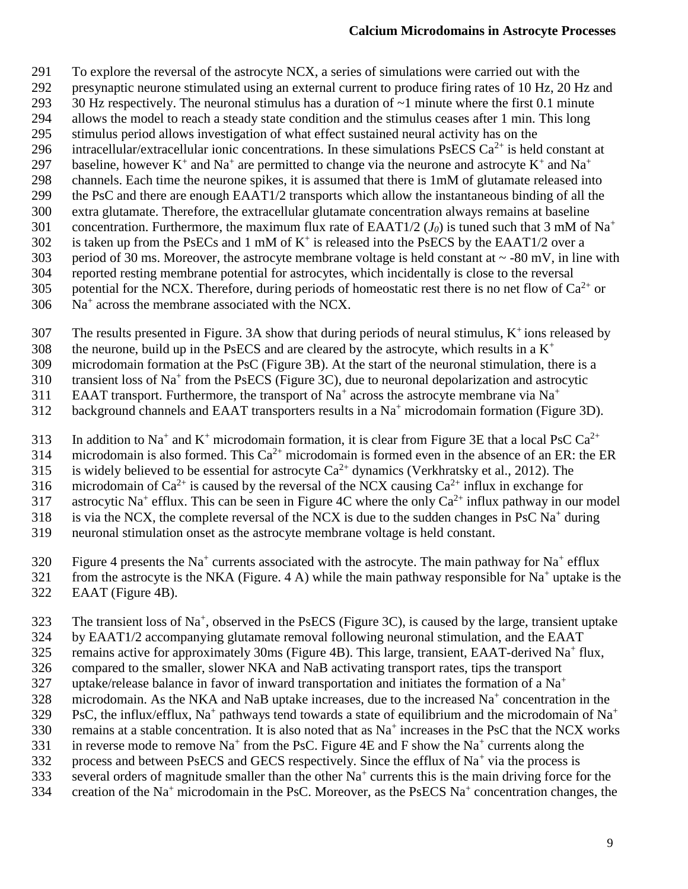To explore the reversal of the astrocyte NCX, a series of simulations were carried out with the presynaptic neurone stimulated using an external current to produce firing rates of 10 Hz, 20 Hz and 30 Hz respectively. The neuronal stimulus has a duration of ~1 minute where the first 0.1 minute allows the model to reach a steady state condition and the stimulus ceases after 1 min. This long stimulus period allows investigation of what effect sustained neural activity has on the intracellular/extracellular ionic concentrations. In these simulations PsECS $Ca^{2+}$ is held constant at baseline, however $K^+$ and $Na^+$ are permitted to change via the neurone and astrocyte $K^+$ and $Na^+$ channels. Each time the neurone spikes, it is assumed that there is 1mM of glutamate released into the PsC and there are enough EAAT1/2 transports which allow the instantaneous binding of all the extra glutamate. Therefore, the extracellular glutamate concentration always remains at baseline concentration. Furthermore, the maximum flux rate of EAAT1/2 ($J_0$) is tuned such that 3 mM of $Na^+$ is taken up from the PsECs and 1 mM of $K^+$ is released into the PsECS by the EAAT1/2 over a period of 30 ms. Moreover, the astrocyte membrane voltage is held constant at ~ -80 mV, in line with reported resting membrane potential for astrocytes, which incidentally is close to the reversal potential for the NCX. Therefore, during periods of homeostatic rest there is no net flow of $Ca^{2+}$ or $Na^+$ across the membrane associated with the NCX.

The results presented in Figure. 3A show that during periods of neural stimulus, $K^+$ ions released by the neurone, build up in the PsECS and are cleared by the astrocyte, which results in a $K^+$ microdomain formation at the PsC (Figure 3B). At the start of the neuronal stimulation, there is a transient loss of $Na^+$ from the PsECS (Figure 3C), due to neuronal depolarization and astrocytic EAAT transport. Furthermore, the transport of $Na^+$ across the astrocyte membrane via $Na^+$ background channels and EAAT transporters results in a $Na^+$ microdomain formation (Figure 3D).

In addition to $Na^+$ and $K^+$ microdomain formation, it is clear from Figure 3E that a local PsC $Ca^{2+}$ microdomain is also formed. This $Ca^{2+}$ microdomain is formed even in the absence of an ER: the ER is widely believed to be essential for astrocyte $Ca^{2+}$ dynamics (Verkhratsky et al., 2012). The microdomain of $Ca^{2+}$ is caused by the reversal of the NCX causing $Ca^{2+}$ influx in exchange for astrocytic $Na^+$ efflux. This can be seen in Figure 4C where the only $Ca^{2+}$ influx pathway in our model is via the NCX, the complete reversal of the NCX is due to the sudden changes in PsC $Na^+$ during neuronal stimulation onset as the astrocyte membrane voltage is held constant.

Figure 4 presents the $Na^+$ currents associated with the astrocyte. The main pathway for $Na^+$ efflux from the astrocyte is the NKA (Figure. 4 A) while the main pathway responsible for $Na^+$ uptake is the EAAT (Figure 4B).

The transient loss of $Na^+$, observed in the PsECS (Figure 3C), is caused by the large, transient uptake by EAAT1/2 accompanying glutamate removal following neuronal stimulation, and the EAAT remains active for approximately 30ms (Figure 4B). This large, transient, EAAT-derived $Na^+$ flux, compared to the smaller, slower NKA and NaB activating transport rates, tips the transport uptake/release balance in favor of inward transportation and initiates the formation of a $Na^+$ microdomain. As the NKA and NaB uptake increases, due to the increased $Na^+$ concentration in the PsC, the influx/efflux, $Na^+$ pathways tend towards a state of equilibrium and the microdomain of $Na^+$ remains at a stable concentration. It is also noted that as $Na^+$ increases in the PsC that the NCX works in reverse mode to remove $Na^+$ from the PsC. Figure 4E and F show the $Na^+$ currents along the process and between PsECS and GECS respectively. Since the efflux of $Na^+$ via the process is several orders of magnitude smaller than the other $Na^+$ currents this is the main driving force for the creation of the $Na^+$ microdomain in the PsC. Moreover, as the PsECS $Na^+$ concentration changes, the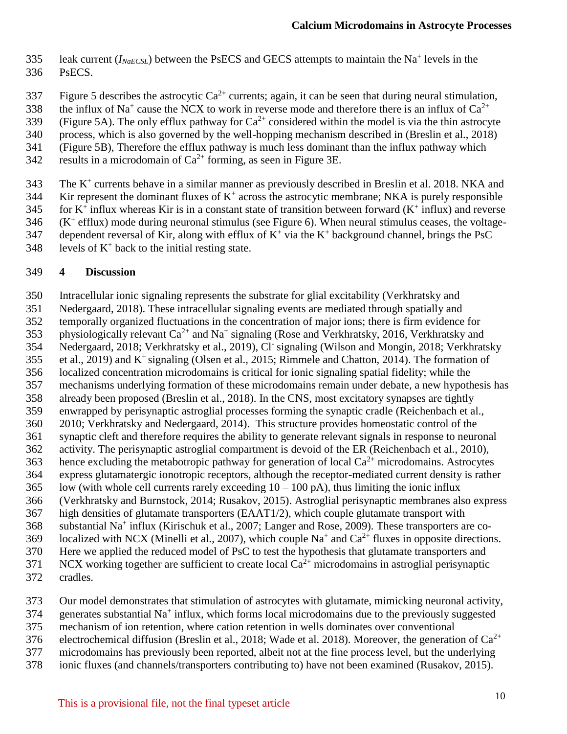leak current ($I_{NaECSL}$) between the PsECS and GECS attempts to maintain the $Na^+$ levels in the PsECS.

Figure 5 describes the astrocytic $Ca^{2+}$ currents; again, it can be seen that during neural stimulation, the influx of $Na^+$ cause the NCX to work in reverse mode and therefore there is an influx of $Ca^{2+}$ (Figure 5A). The only efflux pathway for $Ca^{2+}$ considered within the model is via the thin astrocyte process, which is also governed by the well-hopping mechanism described in (Breslin et al., 2018) (Figure 5B), Therefore the efflux pathway is much less dominant than the influx pathway which results in a microdomain of $Ca^{2+}$ forming, as seen in Figure 3E.

The $K^+$ currents behave in a similar manner as previously described in Breslin et al. 2018. NKA and Kir represent the dominant fluxes of $K^+$ across the astrocytic membrane; NKA is purely responsible for $K^+$ influx whereas Kir is in a constant state of transition between forward ($K^+$ influx) and reverse ($K^+$ efflux) mode during neuronal stimulus (see Figure 6). When neural stimulus ceases, the voltage-dependent reversal of Kir, along with efflux of $K^+$ via the $K^+$ background channel, brings the PsC levels of $K^+$ back to the initial resting state.

# 4 Discussion

Intracellular ionic signaling represents the substrate for glial excitability (Verkhratsky and Nedergaard, 2018). These intracellular signaling events are mediated through spatially and temporally organized fluctuations in the concentration of major ions; there is firm evidence for physiologically relevant $Ca^{2+}$ and $Na^+$ signaling (Rose and Verkhratsky, 2016, Verkhratsky and Nedergaard, 2018; Verkhratsky et al., 2019), $Cl^-$ signaling (Wilson and Mongin, 2018; Verkhratsky et al., 2019) and $K^+$ signaling (Olsen et al., 2015; Rimmele and Chatton, 2014). The formation of localized concentration microdomains is critical for ionic signaling spatial fidelity; while the mechanisms underlying formation of these microdomains remain under debate, a new hypothesis has already been proposed (Breslin et al., 2018). In the CNS, most excitatory synapses are tightly enwrapped by perisynaptic astroglial processes forming the synaptic cradle (Reichenbach et al., 2010; Verkhratsky and Nedergaard, 2014). This structure provides homeostatic control of the synaptic cleft and therefore requires the ability to generate relevant signals in response to neuronal activity. The perisynaptic astroglial compartment is devoid of the ER (Reichenbach et al., 2010), hence excluding the metabotropic pathway for generation of local $Ca^{2+}$ microdomains. Astrocytes express glutamatergic ionotropic receptors, although the receptor-mediated current density is rather low (with whole cell currents rarely exceeding 10 – 100 pA), thus limiting the ionic influx (Verkhratsky and Burnstock, 2014; Rusakov, 2015). Astroglial perisynaptic membranes also express high densities of glutamate transporters (EAAT1/2), which couple glutamate transport with substantial $Na^+$ influx (Kirischuk et al., 2007; Langer and Rose, 2009). These transporters are co-localized with NCX (Minelli et al., 2007), which couple $Na^+$ and $Ca^{2+}$ fluxes in opposite directions. Here we applied the reduced model of PsC to test the hypothesis that glutamate transporters and NCX working together are sufficient to create local $Ca^{2+}$ microdomains in astroglial perisynaptic cradles.

Our model demonstrates that stimulation of astrocytes with glutamate, mimicking neuronal activity, generates substantial $Na^+$ influx, which forms local microdomains due to the previously suggested mechanism of ion retention, where cation retention in wells dominates over conventional electrochemical diffusion (Breslin et al., 2018; Wade et al. 2018). Moreover, the generation of $Ca^{2+}$ microdomains has previously been reported, albeit not at the fine process level, but the underlying ionic fluxes (and channels/transporters contributing to) have not been examined (Rusakov, 2015).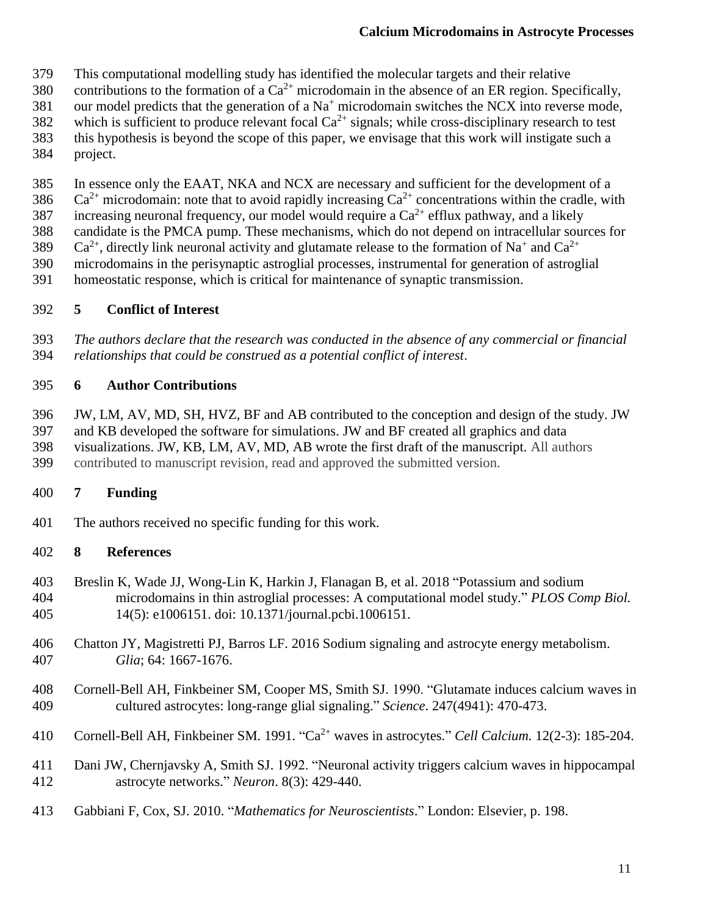This computational modelling study has identified the molecular targets and their relative contributions to the formation of a $Ca^{2+}$ microdomain in the absence of an ER region. Specifically, our model predicts that the generation of a $Na^{+}$ microdomain switches the NCX into reverse mode, which is sufficient to produce relevant focal $Ca^{2+}$ signals; while cross-disciplinary research to test this hypothesis is beyond the scope of this paper, we envisage that this work will instigate such a project.

In essence only the EAAT, NKA and NCX are necessary and sufficient for the development of a $Ca^{2+}$ microdomain: note that to avoid rapidly increasing $Ca^{2+}$ concentrations within the cradle, with increasing neuronal frequency, our model would require a $Ca^{2+}$ efflux pathway, and a likely candidate is the PMCA pump. These mechanisms, which do not depend on intracellular sources for $Ca^{2+}$, directly link neuronal activity and glutamate release to the formation of $Na^{+}$ and $Ca^{2+}$ microdomains in the perisynaptic astroglial processes, instrumental for generation of astroglial homeostatic response, which is critical for maintenance of synaptic transmission.

## 5 Conflict of Interest

*The authors declare that the research was conducted in the absence of any commercial or financial relationships that could be construed as a potential conflict of interest*.

## 6 Author Contributions

JW, LM, AV, MD, SH, HVZ, BF and AB contributed to the conception and design of the study. JW and KB developed the software for simulations. JW and BF created all graphics and data visualizations. JW, KB, LM, AV, MD, AB wrote the first draft of the manuscript. All authors contributed to manuscript revision, read and approved the submitted version.

## 7 Funding

The authors received no specific funding for this work.

## 8 References

Breslin K, Wade JJ, Wong-Lin K, Harkin J, Flanagan B, et al. 2018 "Potassium and sodium microdomains in thin astroglial processes: A computational model study." *PLOS Comp Biol.* 14(5): e1006151. doi: 10.1371/journal.pcbi.1006151.

Chatton JY, Magistretti PJ, Barros LF. 2016 Sodium signaling and astrocyte energy metabolism. *Glia*; 64: 1667-1676.

Cornell-Bell AH, Finkbeiner SM, Cooper MS, Smith SJ. 1990. "Glutamate induces calcium waves in cultured astrocytes: long-range glial signaling." *Science*. 247(4941): 470-473.

Cornell-Bell AH, Finkbeiner SM. 1991. "$Ca^{2+}$ waves in astrocytes." *Cell Calcium.* 12(2-3): 185-204.

Dani JW, Chernjavsky A, Smith SJ. 1992. "Neuronal activity triggers calcium waves in hippocampal astrocyte networks." *Neuron*. 8(3): 429-440.

Gabbiani F, Cox, SJ. 2010. "*Mathematics for Neuroscientists*." London: Elsevier, p. 198.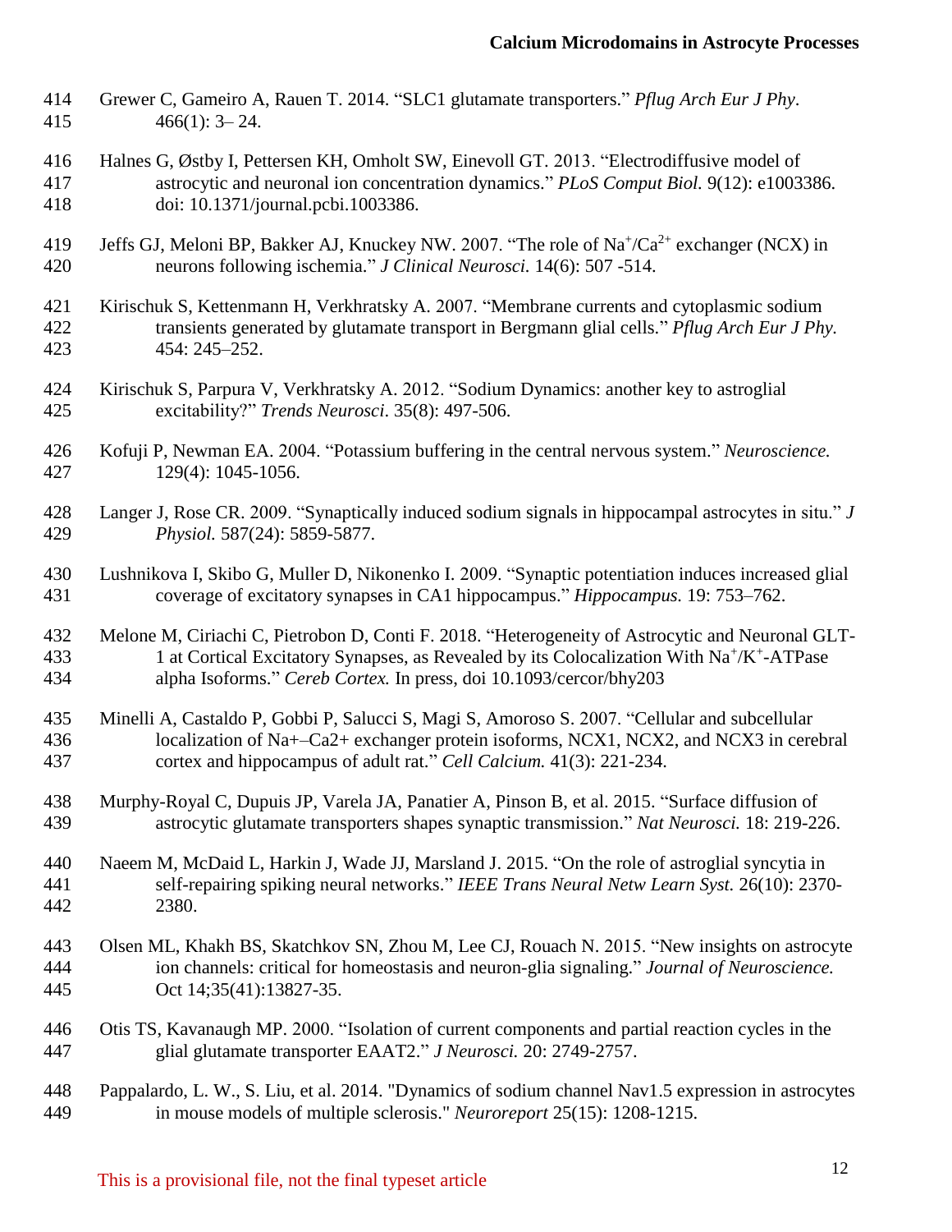Grewer C, Gameiro A, Rauen T. 2014. "SLC1 glutamate transporters." *Pflug Arch Eur J Phy*. 466(1): 3– 24.

Halnes G, Østby I, Pettersen KH, Omholt SW, Einevoll GT. 2013. "Electrodiffusive model of astrocytic and neuronal ion concentration dynamics." *PLoS Comput Biol.* 9(12): e1003386. doi: 10.1371/journal.pcbi.1003386.

Jeffs GJ, Meloni BP, Bakker AJ, Knuckey NW. 2007. "The role of $Na^{+}/Ca^{2+}$ exchanger (NCX) in neurons following ischemia." *J Clinical Neurosci.* 14(6): 507 -514.

Kirischuk S, Kettenmann H, Verkhratsky A. 2007. "Membrane currents and cytoplasmic sodium transients generated by glutamate transport in Bergmann glial cells." *Pflug Arch Eur J Phy.* 454: 245–252.

Kirischuk S, Parpura V, Verkhratsky A. 2012. "Sodium Dynamics: another key to astroglial excitability?" *Trends Neurosci*. 35(8): 497-506.

Kofuji P, Newman EA. 2004. "Potassium buffering in the central nervous system." *Neuroscience.* 129(4): 1045-1056.

Langer J, Rose CR. 2009. "Synaptically induced sodium signals in hippocampal astrocytes in situ." *J Physiol.* 587(24): 5859-5877.

Lushnikova I, Skibo G, Muller D, Nikonenko I. 2009. "Synaptic potentiation induces increased glial coverage of excitatory synapses in CA1 hippocampus." *Hippocampus.* 19: 753–762.

Melone M, Ciriachi C, Pietrobon D, Conti F. 2018. "Heterogeneity of Astrocytic and Neuronal GLT-1 at Cortical Excitatory Synapses, as Revealed by its Colocalization With $Na^{+}/K^{+}$-ATPase alpha Isoforms." *Cereb Cortex.* In press, doi 10.1093/cercor/bhy203

Minelli A, Castaldo P, Gobbi P, Salucci S, Magi S, Amoroso S. 2007. "Cellular and subcellular localization of Na+–Ca2+ exchanger protein isoforms, NCX1, NCX2, and NCX3 in cerebral cortex and hippocampus of adult rat." *Cell Calcium.* 41(3): 221-234.

Murphy-Royal C, Dupuis JP, Varela JA, Panatier A, Pinson B, et al. 2015. "Surface diffusion of astrocytic glutamate transporters shapes synaptic transmission." *Nat Neurosci.* 18: 219-226.

Naeem M, McDaid L, Harkin J, Wade JJ, Marsland J. 2015. "On the role of astroglial syncytia in self-repairing spiking neural networks." *IEEE Trans Neural Netw Learn Syst.* 26(10): 2370-2380.

Olsen ML, Khakh BS, Skatchkov SN, Zhou M, Lee CJ, Rouach N. 2015. "New insights on astrocyte ion channels: critical for homeostasis and neuron-glia signaling." *Journal of Neuroscience.* Oct 14;35(41):13827-35.

Otis TS, Kavanaugh MP. 2000. "Isolation of current components and partial reaction cycles in the glial glutamate transporter EAAT2." *J Neurosci.* 20: 2749-2757.

Pappalardo, L. W., S. Liu, et al. 2014. "Dynamics of sodium channel Nav1.5 expression in astrocytes in mouse models of multiple sclerosis." *Neuroreport* 25(15): 1208-1215.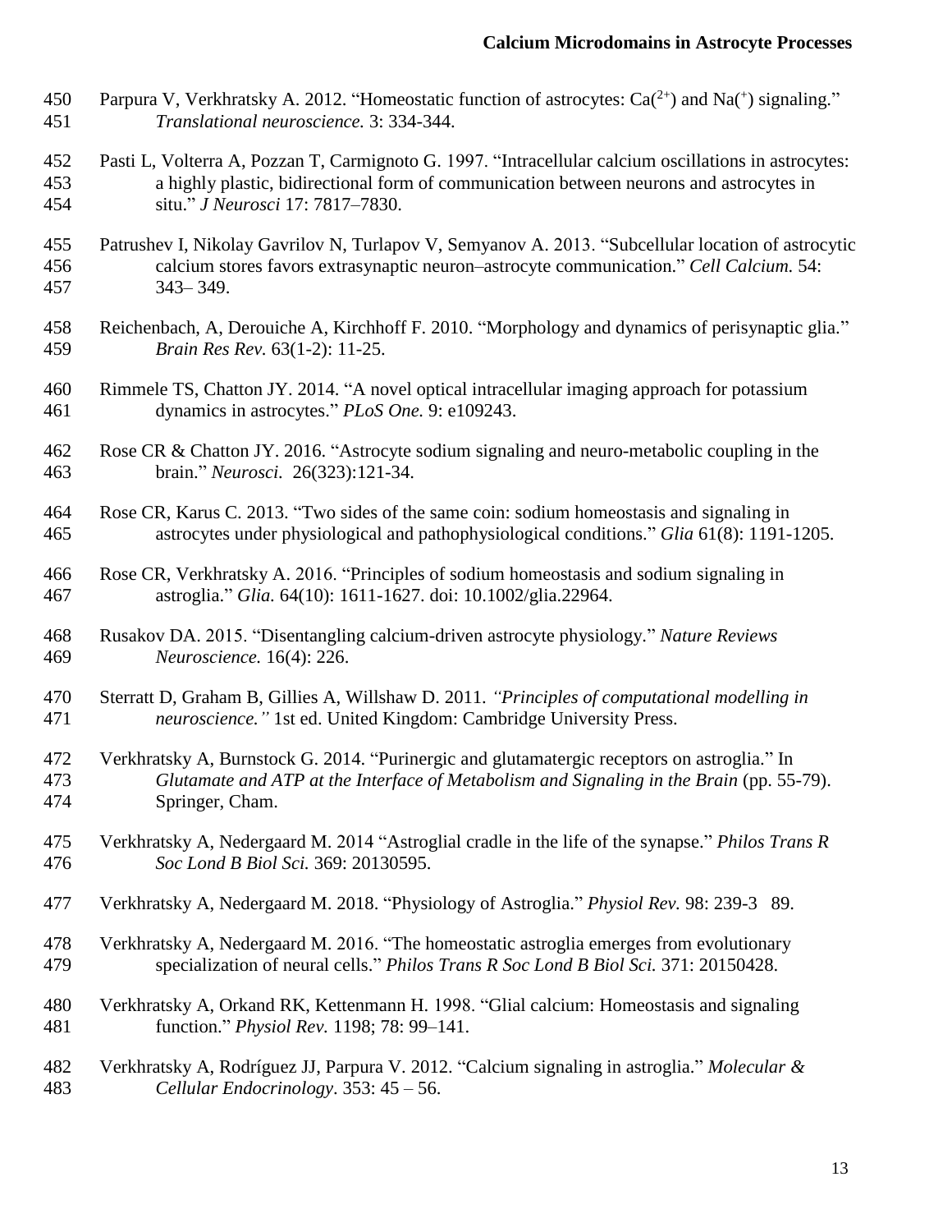Parpura V, Verkhratsky A. 2012. “Homeostatic function of astrocytes: $Ca^{(2+)}$ and $Na^{(+)}$ signaling.” *Translational neuroscience.* 3: 334-344.

Pasti L, Volterra A, Pozzan T, Carmignoto G. 1997. “Intracellular calcium oscillations in astrocytes: a highly plastic, bidirectional form of communication between neurons and astrocytes in situ.” *J Neurosci* 17: 7817–7830.

Patrushev I, Nikolay Gavrilov N, Turlapov V, Semyanov A. 2013. “Subcellular location of astrocytic calcium stores favors extrasynaptic neuron–astrocyte communication.” *Cell Calcium.* 54: 343– 349.

Reichenbach, A, Derouiche A, Kirchhoff F. 2010. “Morphology and dynamics of perisynaptic glia.” *Brain Res Rev.* 63(1-2): 11-25.

Rimmele TS, Chatton JY. 2014. “A novel optical intracellular imaging approach for potassium dynamics in astrocytes.” *PLoS One.* 9: e109243.

Rose CR & Chatton JY. 2016. “Astrocyte sodium signaling and neuro-metabolic coupling in the brain.” *Neurosci.* 26(323):121-34.

Rose CR, Karus C. 2013. “Two sides of the same coin: sodium homeostasis and signaling in astrocytes under physiological and pathophysiological conditions.” *Glia* 61(8): 1191-1205.

Rose CR, Verkhratsky A. 2016. “Principles of sodium homeostasis and sodium signaling in astroglia.” *Glia.* 64(10): 1611-1627. doi: 10.1002/glia.22964.

Rusakov DA. 2015. “Disentangling calcium-driven astrocyte physiology.” *Nature Reviews Neuroscience.* 16(4): 226.

Sterratt D, Graham B, Gillies A, Willshaw D. 2011. *“Principles of computational modelling in neuroscience.”* 1st ed. United Kingdom: Cambridge University Press.

Verkhratsky A, Burnstock G. 2014. “Purinergic and glutamatergic receptors on astroglia.” In *Glutamate and ATP at the Interface of Metabolism and Signaling in the Brain* (pp. 55-79). Springer, Cham.

Verkhratsky A, Nedergaard M. 2014 “Astroglial cradle in the life of the synapse.” *Philos Trans R Soc Lond B Biol Sci.* 369: 20130595.

Verkhratsky A, Nedergaard M. 2018. “Physiology of Astroglia.” *Physiol Rev.* 98: 239-3 89.

Verkhratsky A, Nedergaard M. 2016. “The homeostatic astroglia emerges from evolutionary specialization of neural cells.” *Philos Trans R Soc Lond B Biol Sci.* 371: 20150428.

Verkhratsky A, Orkand RK, Kettenmann H. 1998. “Glial calcium: Homeostasis and signaling function.” *Physiol Rev.* 1198; 78: 99–141.

Verkhratsky A, Rodríguez JJ, Parpura V. 2012. “Calcium signaling in astroglia.” *Molecular & Cellular Endocrinology*. 353: 45 – 56.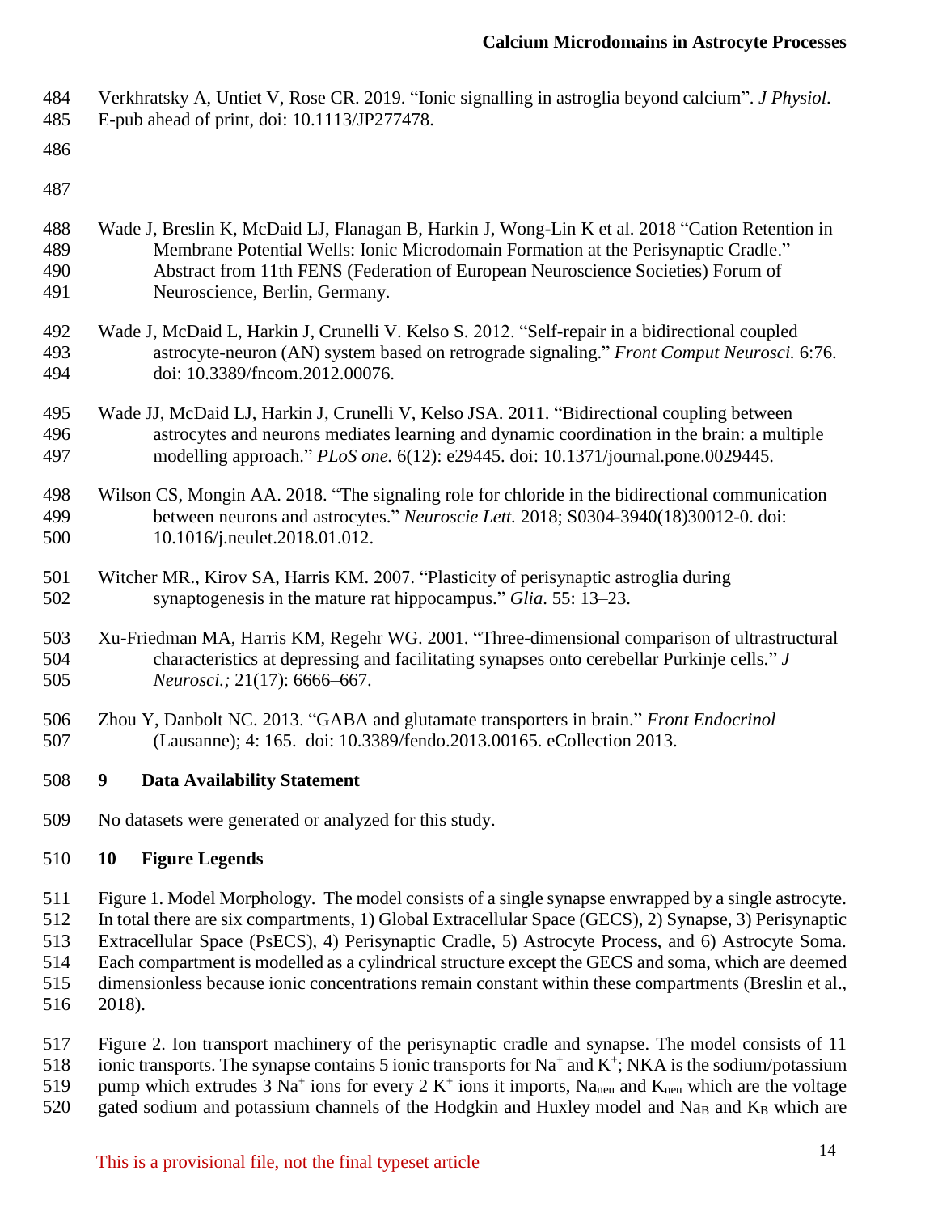Verkhratsky A, Untiet V, Rose CR. 2019. "Ionic signalling in astroglia beyond calcium". *J Physiol.* E-pub ahead of print, doi: 10.1113/JP277478.

Wade J, Breslin K, McDaid LJ, Flanagan B, Harkin J, Wong-Lin K et al. 2018 "Cation Retention in Membrane Potential Wells: Ionic Microdomain Formation at the Perisynaptic Cradle." Abstract from 11th FENS (Federation of European Neuroscience Societies) Forum of Neuroscience, Berlin, Germany.

Wade J, McDaid L, Harkin J, Crunelli V. Kelso S. 2012. "Self-repair in a bidirectional coupled astrocyte-neuron (AN) system based on retrograde signaling." *Front Comput Neurosci.* 6:76. doi: 10.3389/fncom.2012.00076.

Wade JJ, McDaid LJ, Harkin J, Crunelli V, Kelso JSA. 2011. "Bidirectional coupling between astrocytes and neurons mediates learning and dynamic coordination in the brain: a multiple modelling approach." *PLoS one.* 6(12): e29445. doi: 10.1371/journal.pone.0029445.

Wilson CS, Mongin AA. 2018. "The signaling role for chloride in the bidirectional communication between neurons and astrocytes." *Neuroscie Lett.* 2018; S0304-3940(18)30012-0. doi: 10.1016/j.neulet.2018.01.012.

Witcher MR., Kirov SA, Harris KM. 2007. "Plasticity of perisynaptic astroglia during synaptogenesis in the mature rat hippocampus." *Glia.* 55: 13–23.

Xu-Friedman MA, Harris KM, Regehr WG. 2001. "Three-dimensional comparison of ultrastructural characteristics at depressing and facilitating synapses onto cerebellar Purkinje cells." *J Neurosci.;* 21(17): 6666–667.

Zhou Y, Danbolt NC. 2013. "GABA and glutamate transporters in brain." *Front Endocrinol* (Lausanne); 4: 165. doi: 10.3389/fendo.2013.00165. eCollection 2013.

## 9 Data Availability Statement

No datasets were generated or analyzed for this study.

## 10 Figure Legends

Figure 1. Model Morphology. The model consists of a single synapse enwrapped by a single astrocyte. In total there are six compartments, 1) Global Extracellular Space (GECS), 2) Synapse, 3) Perisynaptic Extracellular Space (PsECS), 4) Perisynaptic Cradle, 5) Astrocyte Process, and 6) Astrocyte Soma. Each compartment is modelled as a cylindrical structure except the GECS and soma, which are deemed dimensionless because ionic concentrations remain constant within these compartments (Breslin et al., 2018).

Figure 2. Ion transport machinery of the perisynaptic cradle and synapse. The model consists of 11 ionic transports. The synapse contains 5 ionic transports for $Na^+$ and $K^+$; NKA is the sodium/potassium pump which extrudes 3 $Na^+$ ions for every 2 $K^+$ ions it imports, $Na_{neu}$ and $K_{neu}$ which are the voltage gated sodium and potassium channels of the Hodgkin and Huxley model and $Na_B$ and $K_B$ which are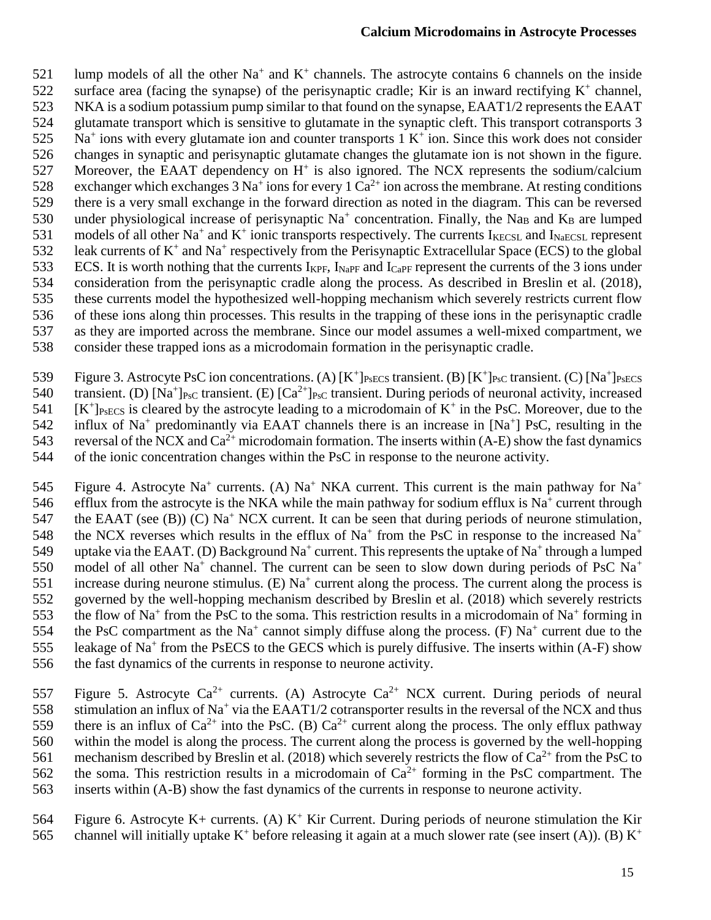lump models of all the other $Na^+$ and $K^+$ channels. The astrocyte contains 6 channels on the inside surface area (facing the synapse) of the perisynaptic cradle; Kir is an inward rectifying $K^+$ channel, NKA is a sodium potassium pump similar to that found on the synapse, EAAT1/2 represents the EAAT glutamate transport which is sensitive to glutamate in the synaptic cleft. This transport cotransports 3 $Na^+$ ions with every glutamate ion and counter transports 1 $K^+$ ion. Since this work does not consider changes in synaptic and perisynaptic glutamate changes the glutamate ion is not shown in the figure. Moreover, the EAAT dependency on $H^+$ is also ignored. The NCX represents the sodium/calcium exchanger which exchanges 3 $Na^+$ ions for every 1 $Ca^{2+}$ ion across the membrane. At resting conditions there is a very small exchange in the forward direction as noted in the diagram. This can be reversed under physiological increase of perisynaptic $Na^+$ concentration. Finally, the $Na_B$ and $K_B$ are lumped models of all other $Na^+$ and $K^+$ ionic transports respectively. The currents $I_{KECSL}$ and $I_{NaECSL}$ represent leak currents of $K^+$ and $Na^+$ respectively from the Perisynaptic Extracellular Space (ECS) to the global ECS. It is worth nothing that the currents $I_{KPF}$, $I_{NaPF}$ and $I_{CaPF}$ represent the currents of the 3 ions under consideration from the perisynaptic cradle along the process. As described in Breslin et al. (2018), these currents model the hypothesized well-hopping mechanism which severely restricts current flow of these ions along thin processes. This results in the trapping of these ions in the perisynaptic cradle as they are imported across the membrane. Since our model assumes a well-mixed compartment, we consider these trapped ions as a microdomain formation in the perisynaptic cradle.

Figure 3. Astrocyte PsC ion concentrations. (A) $[K^+]_{PsECS}$ transient. (B) $[K^+]_{PsC}$ transient. (C) $[Na^+]_{PsECS}$ transient. (D) $[Na^+]_{PsC}$ transient. (E) $[Ca^{2+}]_{PsC}$ transient. During periods of neuronal activity, increased $[K^+]_{PsECS}$ is cleared by the astrocyte leading to a microdomain of $K^+$ in the PsC. Moreover, due to the influx of $Na^+$ predominantly via EAAT channels there is an increase in $[Na^+]$ PsC, resulting in the reversal of the NCX and $Ca^{2+}$ microdomain formation. The inserts within (A-E) show the fast dynamics of the ionic concentration changes within the PsC in response to the neurone activity.

Figure 4. Astrocyte $Na^+$ currents. (A) $Na^+$ NKA current. This current is the main pathway for $Na^+$ efflux from the astrocyte is the NKA while the main pathway for sodium efflux is $Na^+$ current through the EAAT (see (B)) (C) $Na^+$ NCX current. It can be seen that during periods of neurone stimulation, the NCX reverses which results in the efflux of $Na^+$ from the PsC in response to the increased $Na^+$ uptake via the EAAT. (D) Background $Na^+$ current. This represents the uptake of $Na^+$ through a lumped model of all other $Na^+$ channel. The current can be seen to slow down during periods of PsC $Na^+$ increase during neurone stimulus. (E) $Na^+$ current along the process. The current along the process is governed by the well-hopping mechanism described by Breslin et al. (2018) which severely restricts the flow of $Na^+$ from the PsC to the soma. This restriction results in a microdomain of $Na^+$ forming in the PsC compartment as the $Na^+$ cannot simply diffuse along the process. (F) $Na^+$ current due to the leakage of $Na^+$ from the PsECS to the GECS which is purely diffusive. The inserts within (A-F) show the fast dynamics of the currents in response to neurone activity.

Figure 5. Astrocyte $Ca^{2+}$ currents. (A) Astrocyte $Ca^{2+}$ NCX current. During periods of neural stimulation an influx of $Na^+$ via the EAAT1/2 cotransporter results in the reversal of the NCX and thus there is an influx of $Ca^{2+}$ into the PsC. (B) $Ca^{2+}$ current along the process. The only efflux pathway within the model is along the process. The current along the process is governed by the well-hopping mechanism described by Breslin et al. (2018) which severely restricts the flow of $Ca^{2+}$ from the PsC to the soma. This restriction results in a microdomain of $Ca^{2+}$ forming in the PsC compartment. The inserts within (A-B) show the fast dynamics of the currents in response to neurone activity.

Figure 6. Astrocyte K+ currents. (A) $K^+$ Kir Current. During periods of neurone stimulation the Kir channel will initially uptake $K^+$ before releasing it again at a much slower rate (see insert (A)). (B) $K^+$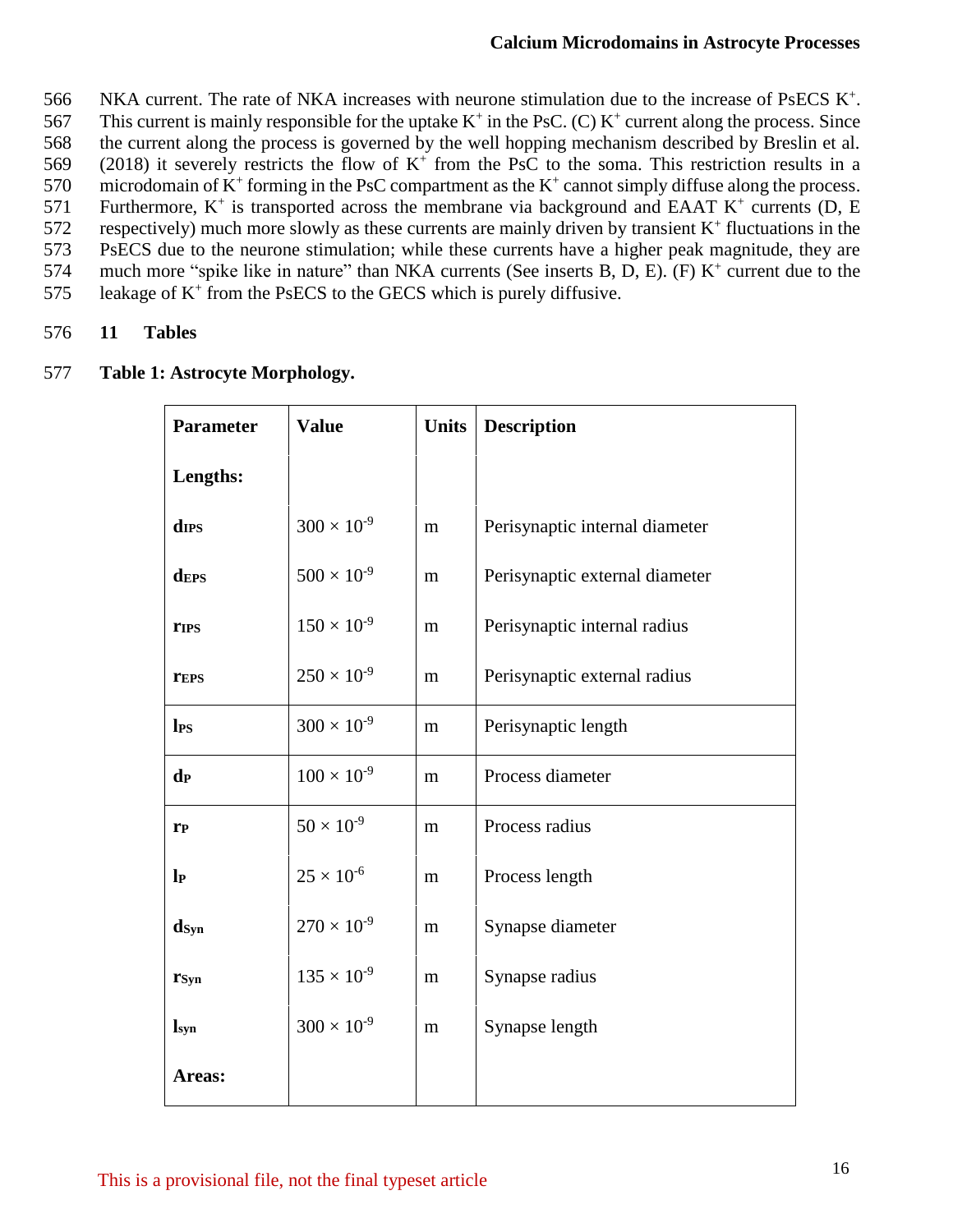NKA current. The rate of NKA increases with neurone stimulation due to the increase of PsECS $K^+$. This current is mainly responsible for the uptake $K^+$ in the PsC. (C) $K^+$ current along the process. Since the current along the process is governed by the well hopping mechanism described by Breslin et al. (2018) it severely restricts the flow of $K^+$ from the PsC to the soma. This restriction results in a microdomain of $K^+$ forming in the PsC compartment as the $K^+$ cannot simply diffuse along the process. Furthermore, $K^+$ is transported across the membrane via background and EAAT $K^+$ currents (D, E respectively) much more slowly as these currents are mainly driven by transient $K^+$ fluctuations in the PsECS due to the neurone stimulation; while these currents have a higher peak magnitude, they are much more "spike like in nature" than NKA currents (See inserts B, D, E). (F) $K^+$ current due to the leakage of $K^+$ from the PsECS to the GECS which is purely diffusive.

## 11 Tables

**Table 1: Astrocyte Morphology.**

| Parameter | Value | Units | Description |
|---|---|---|---|
| **Lengths:** | | | |
| $\mathbf{d_{IPS}}$ | $300 \times 10^{-9}$ | m | Perisynaptic internal diameter |
| $\mathbf{d_{EPS}}$ | $500 \times 10^{-9}$ | m | Perisynaptic external diameter |
| $\mathbf{r_{IPS}}$ | $150 \times 10^{-9}$ | m | Perisynaptic internal radius |
| $\mathbf{r_{EPS}}$ | $250 \times 10^{-9}$ | m | Perisynaptic external radius |
| $\mathbf{l_{PS}}$ | $300 \times 10^{-9}$ | m | Perisynaptic length |
| $\mathbf{d_{P}}$ | $100 \times 10^{-9}$ | m | Process diameter |
| $\mathbf{r_{P}}$ | $50 \times 10^{-9}$ | m | Process radius |
| $\mathbf{l_{P}}$ | $25 \times 10^{-6}$ | m | Process length |
| $\mathbf{d_{Syn}}$ | $270 \times 10^{-9}$ | m | Synapse diameter |
| $\mathbf{r_{Syn}}$ | $135 \times 10^{-9}$ | m | Synapse radius |
| $\mathbf{l_{syn}}$ | $300 \times 10^{-9}$ | m | Synapse length |
| **Areas:** | | | |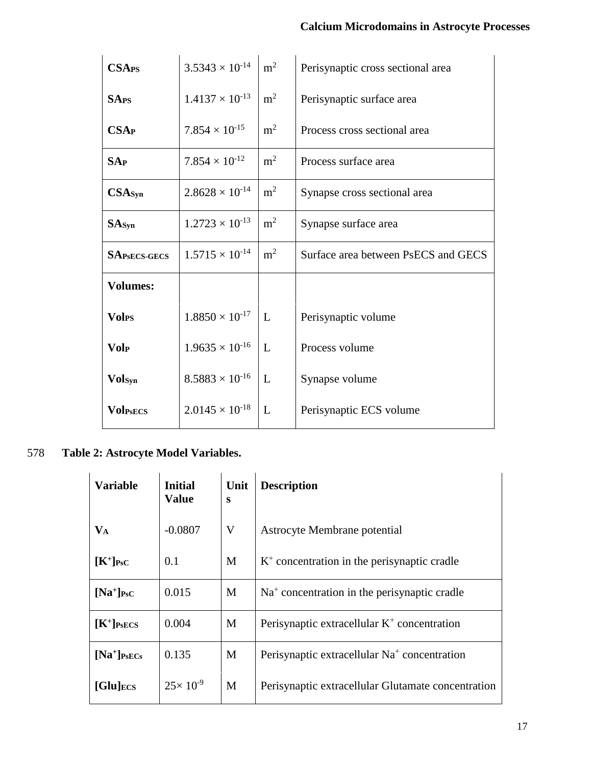| | | | |
|---|---|---|---|
| **$CSA_{PS}$** | $3.5343 \times 10^{-14}$ | $m^2$ | Perisynaptic cross sectional area |
| **$SA_{PS}$** | $1.4137 \times 10^{-13}$ | $m^2$ | Perisynaptic surface area |
| **$CSA_{P}$** | $7.854 \times 10^{-15}$ | $m^2$ | Process cross sectional area |
| **$SA_{P}$** | $7.854 \times 10^{-12}$ | $m^2$ | Process surface area |
| **$CSA_{Syn}$** | $2.8628 \times 10^{-14}$ | $m^2$ | Synapse cross sectional area |
| **$SA_{Syn}$** | $1.2723 \times 10^{-13}$ | $m^2$ | Synapse surface area |
| **$SA_{PsECS-GECS}$** | $1.5715 \times 10^{-14}$ | $m^2$ | Surface area between PsECS and GECS |
| **Volumes:** | | | |
| **$Vol_{PS}$** | $1.8850 \times 10^{-17}$ | L | Perisynaptic volume |
| **$Vol_{P}$** | $1.9635 \times 10^{-16}$ | L | Process volume |
| **$Vol_{Syn}$** | $8.5883 \times 10^{-16}$ | L | Synapse volume |
| **$Vol_{PsECS}$** | $2.0145 \times 10^{-18}$ | L | Perisynaptic ECS volume |

578 **Table 2: Astrocyte Model Variables.**

| **Variable** | **Initial Value** | **Units** | **Description** |
|---|---|---|---|
| **$V_A$** | -0.0807 | V | Astrocyte Membrane potential |
| **$[K^+]_{PsC}$** | 0.1 | M | $K^+$ concentration in the perisynaptic cradle |
| **$[Na^+]_{PsC}$** | 0.015 | M | $Na^+$ concentration in the perisynaptic cradle |
| **$[K^+]_{PsECS}$** | 0.004 | M | Perisynaptic extracellular $K^+$ concentration |
| **$[Na^+]_{PsECs}$** | 0.135 | M | Perisynaptic extracellular $Na^+$ concentration |
| **$[Glu]_{ECS}$** | $25\times 10^{-9}$ | M | Perisynaptic extracellular Glutamate concentration |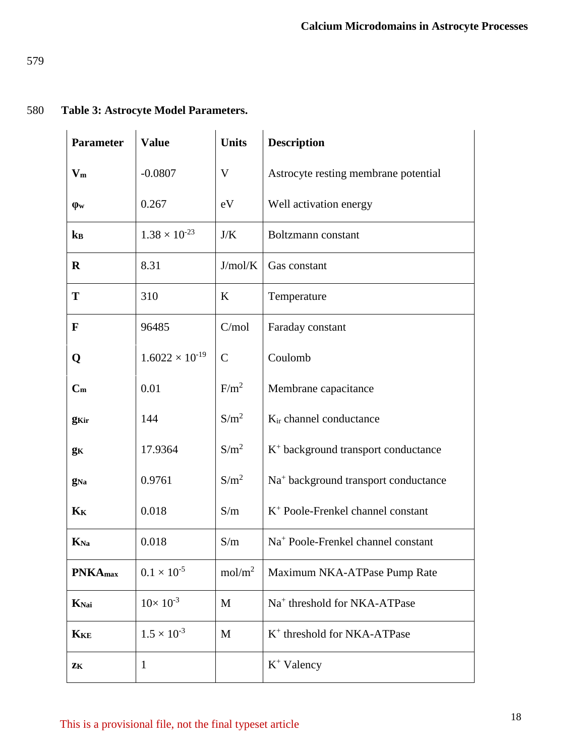**Table 3: Astrocyte Model Parameters.**

| Parameter | Value | Units | Description |
|---|---|---|---|
| $V_m$ | -0.0807 | V | Astrocyte resting membrane potential |
| $\varphi_w$ | 0.267 | eV | Well activation energy |
| $k_B$ | $1.38 \times 10^{-23}$ | J/K | Boltzmann constant |
| R | 8.31 | J/mol/K | Gas constant |
| T | 310 | K | Temperature |
| F | 96485 | C/mol | Faraday constant |
| Q | $1.6022 \times 10^{-19}$ | C | Coulomb |
| $C_m$ | 0.01 | $F/m^2$ | Membrane capacitance |
| $g_{Kir}$ | 144 | $S/m^2$ | $K_{ir}$ channel conductance |
| $g_K$ | 17.9364 | $S/m^2$ | $K^+$ background transport conductance |
| $g_{Na}$ | 0.9761 | $S/m^2$ | $Na^+$ background transport conductance |
| $K_K$ | 0.018 | S/m | $K^+$ Poole-Frenkel channel constant |
| $K_{Na}$ | 0.018 | S/m | $Na^+$ Poole-Frenkel channel constant |
| $PNKA_{max}$ | $0.1 \times 10^{-5}$ | $mol/m^2$ | Maximum NKA-ATPase Pump Rate |
| $K_{Nai}$ | $10\times 10^{-3}$ | M | $Na^+$ threshold for NKA-ATPase |
| $K_{KE}$ | $1.5 \times 10^{-3}$ | M | $K^+$ threshold for NKA-ATPase |
| $z_K$ | 1 | | $K^+$ Valency |

This is a provisional file, not the final typeset article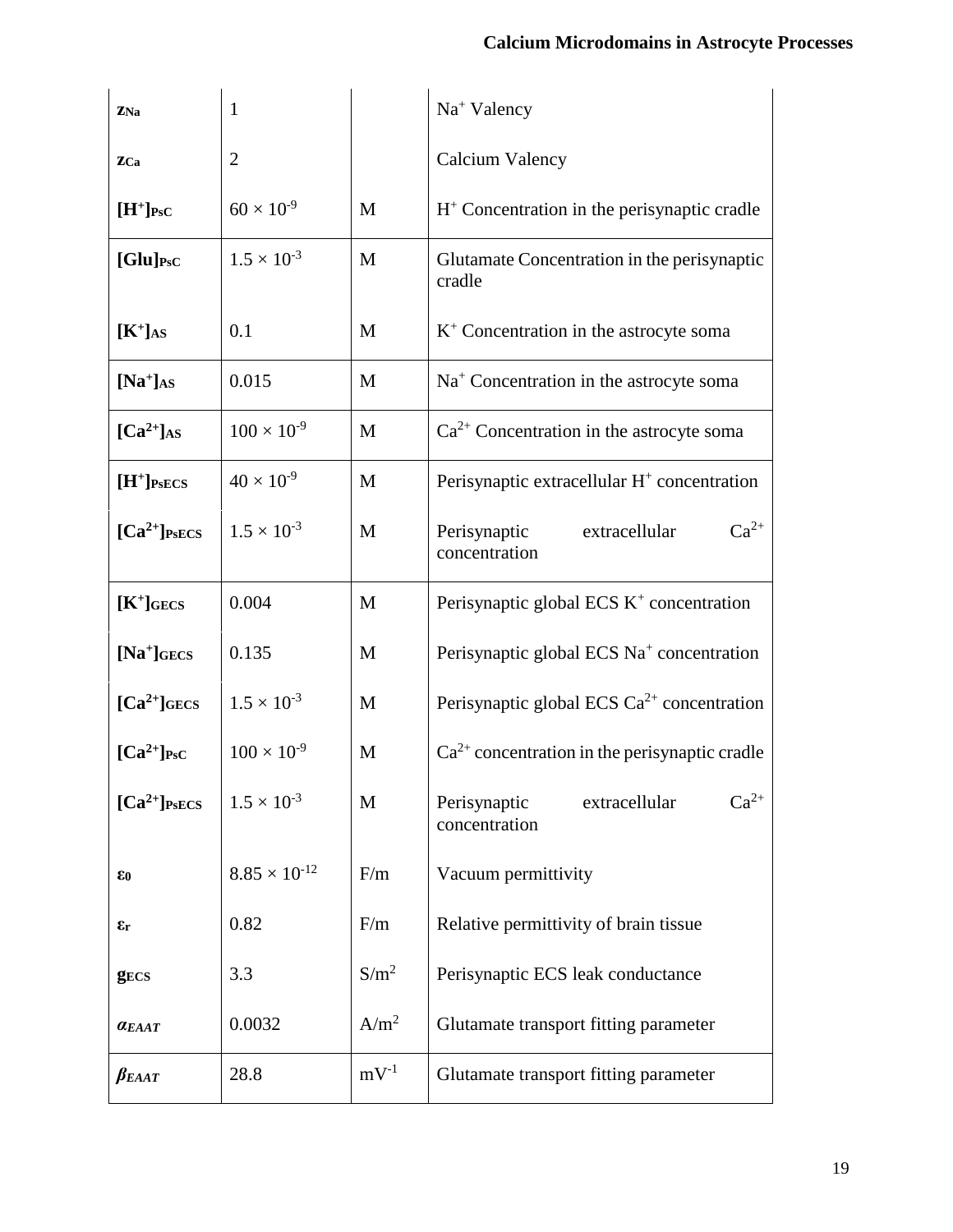| | | | |
|---|---|---|---|
| $z_{Na}$ | 1 | | $Na^+$ Valency |
| $z_{Ca}$ | 2 | | Calcium Valency |
| $[H^+]_{PsC}$ | $60 \times 10^{-9}$ | M | $H^+$ Concentration in the perisynaptic cradle |
| $[Glu]_{PsC}$ | $1.5 \times 10^{-3}$ | M | Glutamate Concentration in the perisynaptic cradle |
| $[K^+]_{AS}$ | 0.1 | M | $K^+$ Concentration in the astrocyte soma |
| $[Na^+]_{AS}$ | 0.015 | M | $Na^+$ Concentration in the astrocyte soma |
| $[Ca^{2+}]_{AS}$ | $100 \times 10^{-9}$ | M | $Ca^{2+}$ Concentration in the astrocyte soma |
| $[H^+]_{PsECS}$ | $40 \times 10^{-9}$ | M | Perisynaptic extracellular $H^+$ concentration |
| $[Ca^{2+}]_{PsECS}$ | $1.5 \times 10^{-3}$ | M | Perisynaptic extracellular $Ca^{2+}$ concentration |
| $[K^+]_{GECS}$ | 0.004 | M | Perisynaptic global ECS $K^+$ concentration |
| $[Na^+]_{GECS}$ | 0.135 | M | Perisynaptic global ECS $Na^+$ concentration |
| $[Ca^{2+}]_{GECS}$ | $1.5 \times 10^{-3}$ | M | Perisynaptic global ECS $Ca^{2+}$ concentration |
| $[Ca^{2+}]_{PsC}$ | $100 \times 10^{-9}$ | M | $Ca^{2+}$ concentration in the perisynaptic cradle |
| $[Ca^{2+}]_{PsECS}$ | $1.5 \times 10^{-3}$ | M | Perisynaptic extracellular $Ca^{2+}$ concentration |
| $\varepsilon_0$ | $8.85 \times 10^{-12}$ | F/m | Vacuum permittivity |
| $\varepsilon_r$ | 0.82 | F/m | Relative permittivity of brain tissue |
| $g_{ECS}$ | 3.3 | $S/m^2$ | Perisynaptic ECS leak conductance |
| $\alpha_{EAAT}$ | 0.0032 | $A/m^2$ | Glutamate transport fitting parameter |
| $\beta_{EAAT}$ | 28.8 | $mV^{-1}$ | Glutamate transport fitting parameter |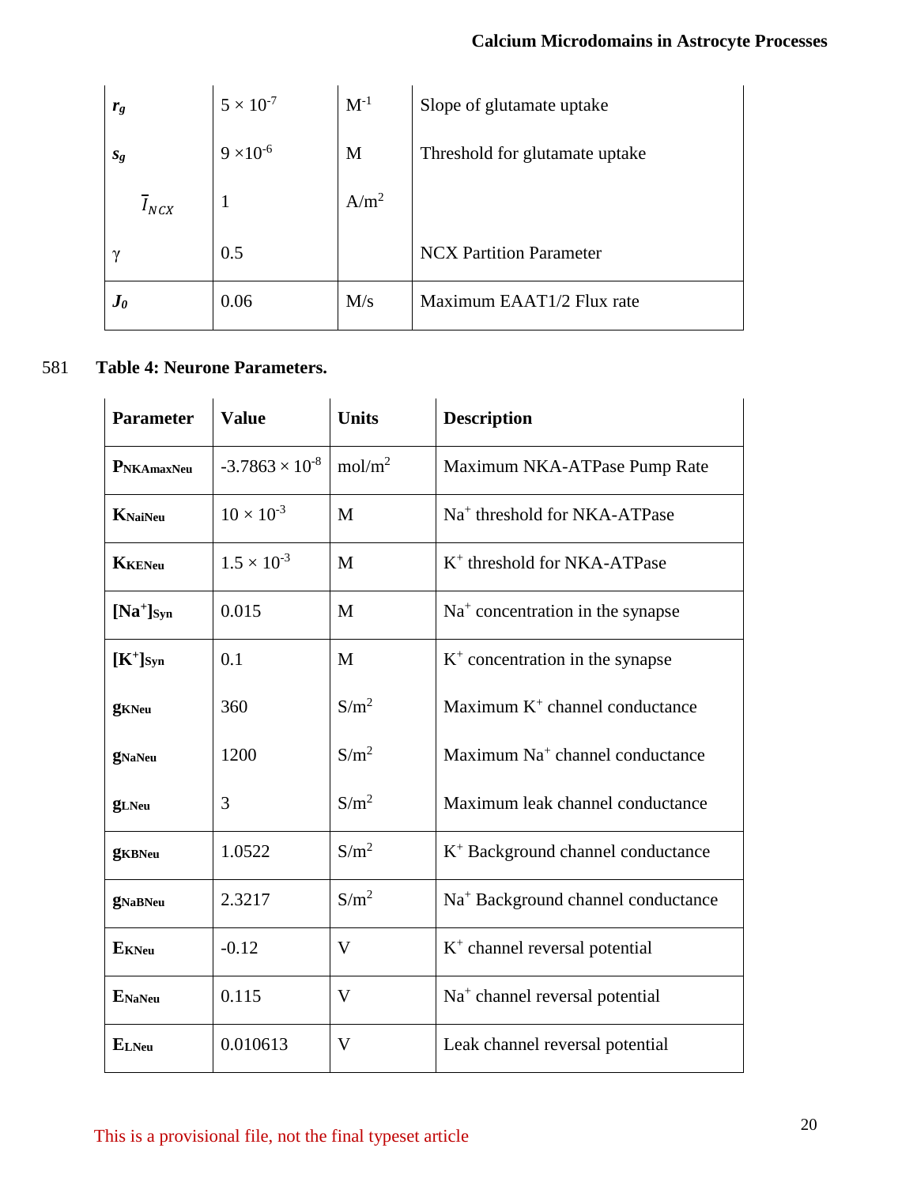| | | | |
|---|---|---|---|
| $r_g$ | $5 \times 10^{-7}$ | $M^{-1}$ | Slope of glutamate uptake |
| $s_g$ | $9 \times 10^{-6}$ | M | Threshold for glutamate uptake |
| $\bar{I}_{NCX}$ | 1 | $A/m^2$ | |
| γ | 0.5 | | NCX Partition Parameter |
| $J_0$ | 0.06 | M/s | Maximum EAAT1/2 Flux rate |

581 **Table 4: Neurone Parameters.**

| Parameter | Value | Units | Description |
|---|---|---|---|
| $P_{NKAmaxNeu}$ | $-3.7863 \times 10^{-8}$ | $mol/m^2$ | Maximum NKA-ATPase Pump Rate |
| $K_{NaiNeu}$ | $10 \times 10^{-3}$ | M | $Na^+$ threshold for NKA-ATPase |
| $K_{KENeu}$ | $1.5 \times 10^{-3}$ | M | $K^+$ threshold for NKA-ATPase |
| $[Na^+]_{Syn}$ | 0.015 | M | $Na^+$ concentration in the synapse |
| $[K^+]_{Syn}$ | 0.1 | M | $K^+$ concentration in the synapse |
| $g_{KNeu}$ | 360 | $S/m^2$ | Maximum $K^+$ channel conductance |
| $g_{NaNeu}$ | 1200 | $S/m^2$ | Maximum $Na^+$ channel conductance |
| $g_{LNeu}$ | 3 | $S/m^2$ | Maximum leak channel conductance |
| $g_{KBNeu}$ | 1.0522 | $S/m^2$ | $K^+$ Background channel conductance |
| $g_{NaBNeu}$ | 2.3217 | $S/m^2$ | $Na^+$ Background channel conductance |
| $E_{KNeu}$ | -0.12 | V | $K^+$ channel reversal potential |
| $E_{NaNeu}$ | 0.115 | V | $Na^+$ channel reversal potential |
| $E_{LNeu}$ | 0.010613 | V | Leak channel reversal potential |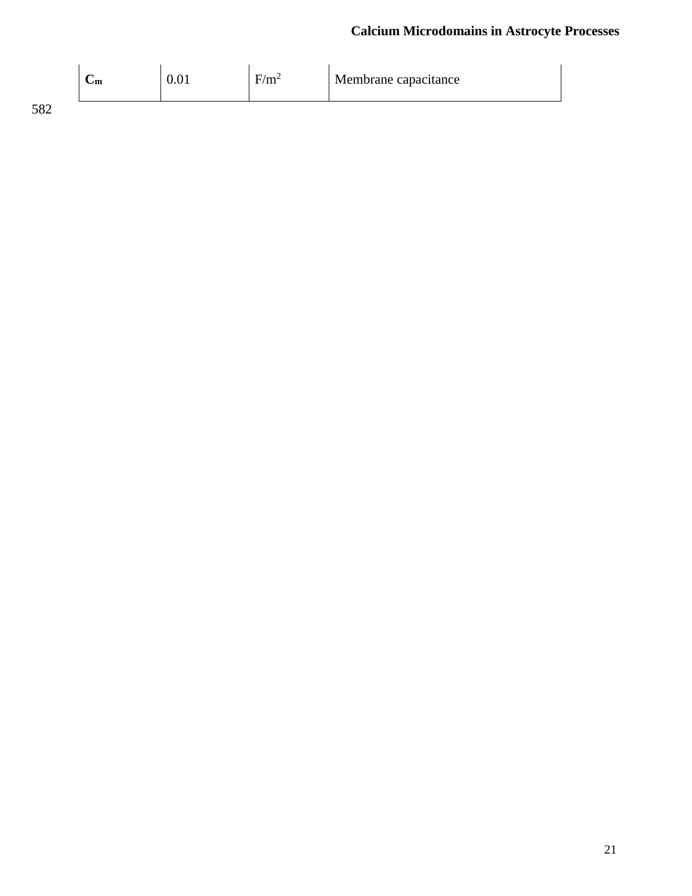| | | | |
|---|---|---|---|
| **$C_m$** | 0.01 | $F/m^2$ | Membrane capacitance |